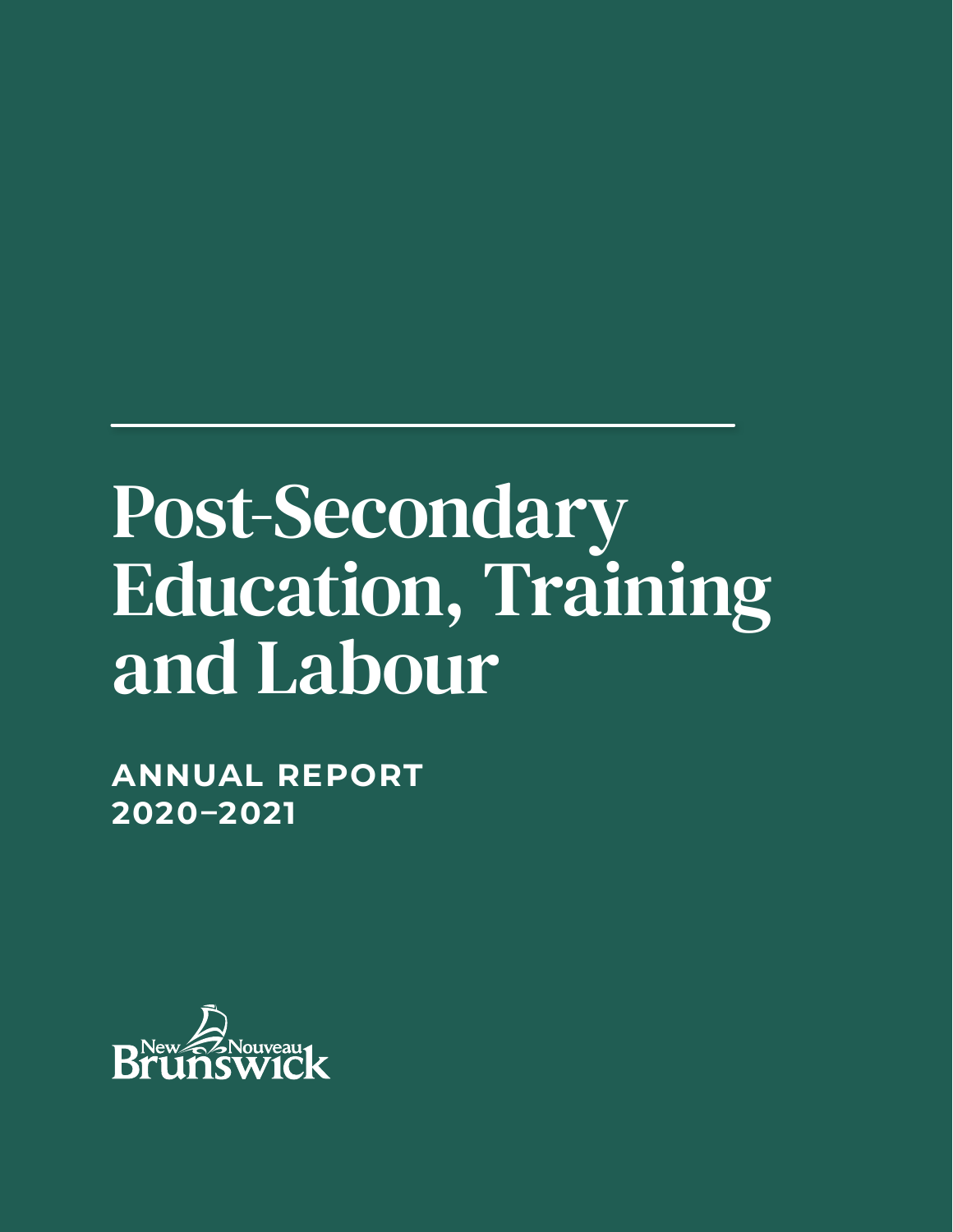# Post-Secondary Education, Training and Labour

**ANNUAL REPORT 2020–2021**

New Nouveau Brunswick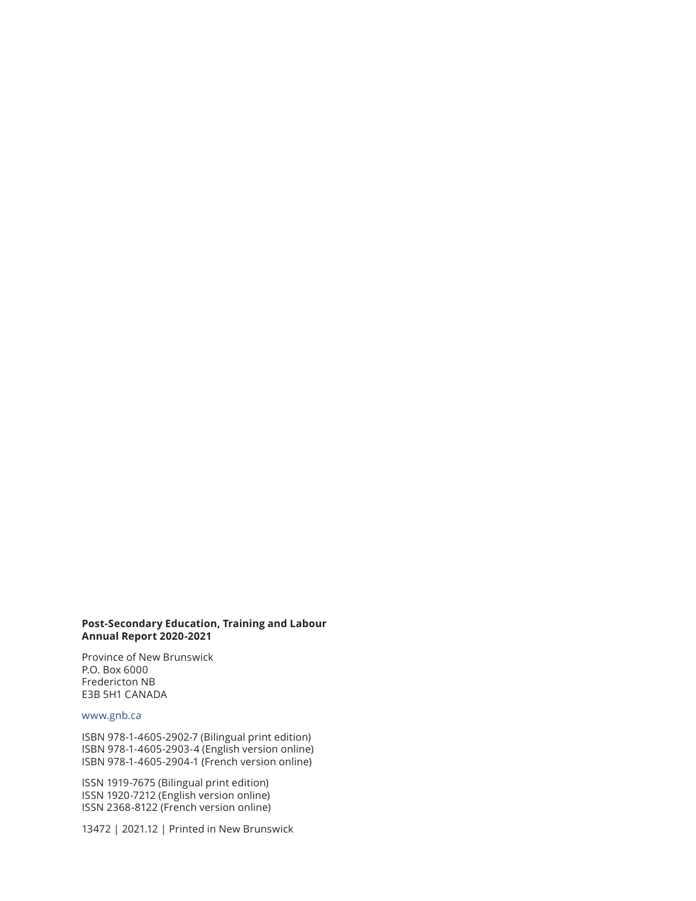**Post-Secondary Education, Training and Labour**
**Annual Report 2020-2021**

Province of New Brunswick
P.O. Box 6000
Fredericton NB
E3B 5H1 CANADA

www.gnb.ca

ISBN 978-1-4605-2902-7 (Bilingual print edition)
ISBN 978-1-4605-2903-4 (English version online)
ISBN 978-1-4605-2904-1 (French version online)

ISSN 1919-7675 (Bilingual print edition)
ISSN 1920-7212 (English version online)
ISSN 2368-8122 (French version online)

13472 | 2021.12 | Printed in New Brunswick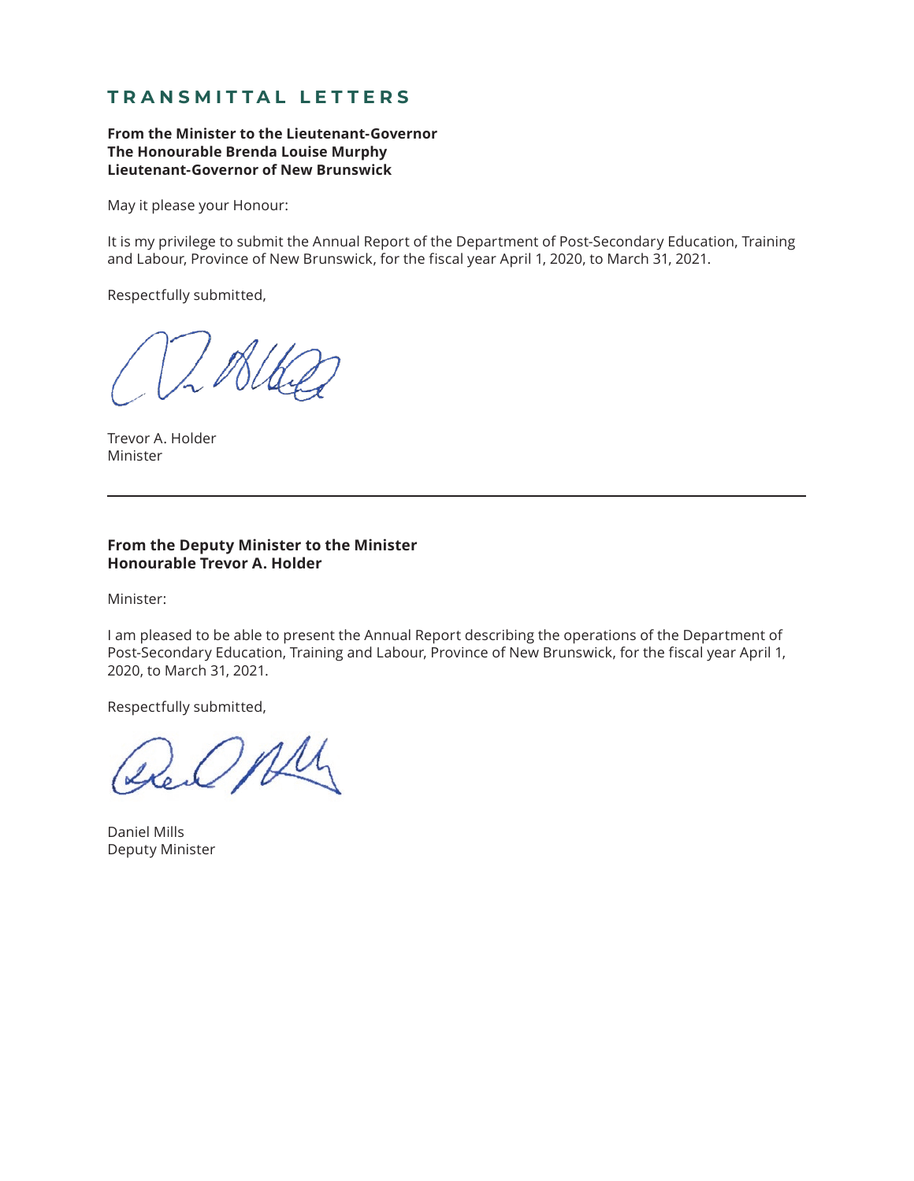# TRANSMITTAL LETTERS

**From the Minister to the Lieutenant-Governor**
**The Honourable Brenda Louise Murphy**
**Lieutenant-Governor of New Brunswick**

May it please your Honour:

It is my privilege to submit the Annual Report of the Department of Post-Secondary Education, Training and Labour, Province of New Brunswick, for the fiscal year April 1, 2020, to March 31, 2021.

Respectfully submitted,

Trevor A. Holder
Minister

---

**From the Deputy Minister to the Minister**
**Honourable Trevor A. Holder**

Minister:

I am pleased to be able to present the Annual Report describing the operations of the Department of Post-Secondary Education, Training and Labour, Province of New Brunswick, for the fiscal year April 1, 2020, to March 31, 2021.

Respectfully submitted,

Daniel Mills
Deputy Minister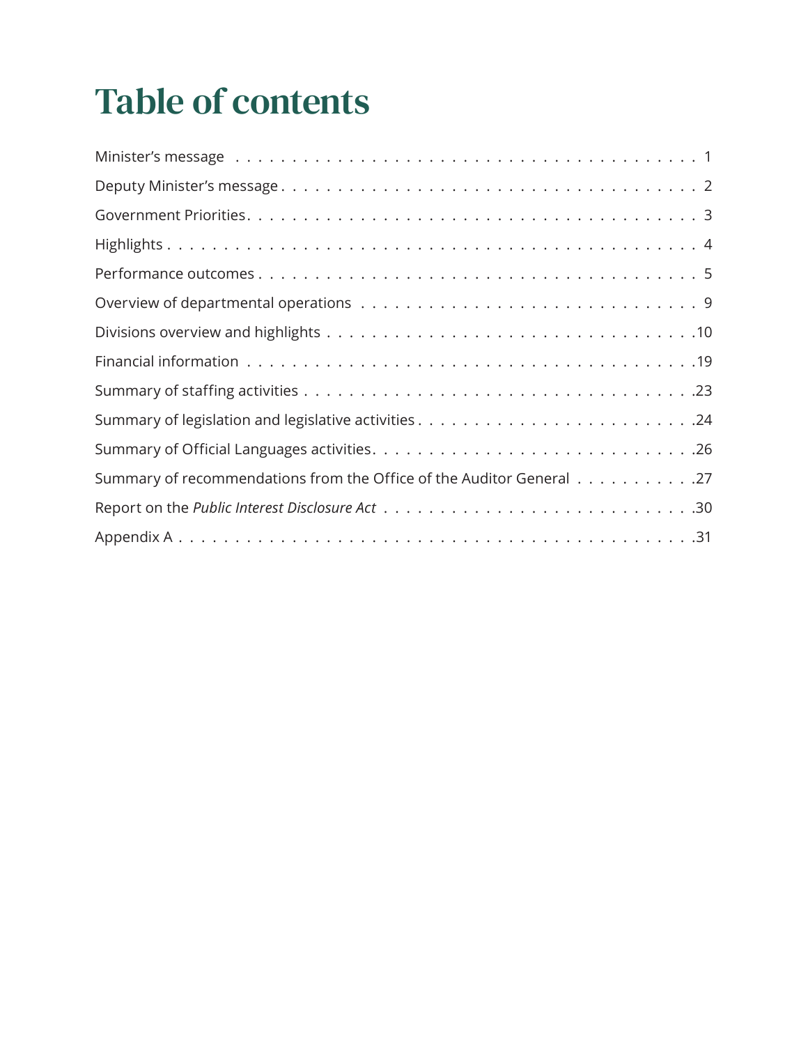# Table of contents

| | |
|---|---|
| Minister's message | 1 |
| Deputy Minister's message | 2 |
| Government Priorities | 3 |
| Highlights | 4 |
| Performance outcomes | 5 |
| Overview of departmental operations | 9 |
| Divisions overview and highlights | 10 |
| Financial information | 19 |
| Summary of staffing activities | 23 |
| Summary of legislation and legislative activities | 24 |
| Summary of Official Languages activities | 26 |
| Summary of recommendations from the Office of the Auditor General | 27 |
| Report on the *Public Interest Disclosure Act* | 30 |
| Appendix A | 31 |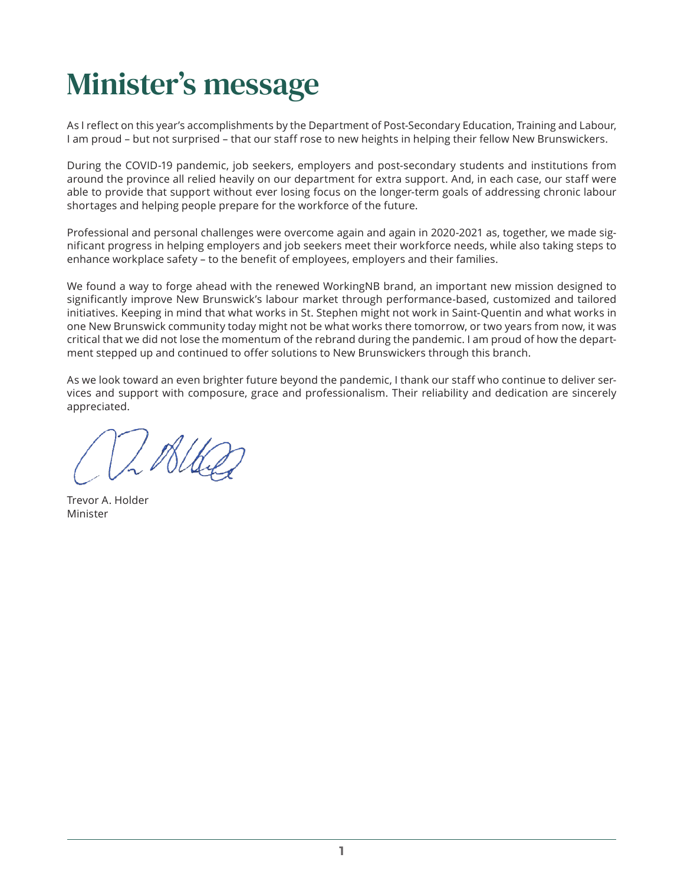# Minister's message

As I reflect on this year's accomplishments by the Department of Post-Secondary Education, Training and Labour, I am proud – but not surprised – that our staff rose to new heights in helping their fellow New Brunswickers.

During the COVID-19 pandemic, job seekers, employers and post-secondary students and institutions from around the province all relied heavily on our department for extra support. And, in each case, our staff were able to provide that support without ever losing focus on the longer-term goals of addressing chronic labour shortages and helping people prepare for the workforce of the future.

Professional and personal challenges were overcome again and again in 2020-2021 as, together, we made significant progress in helping employers and job seekers meet their workforce needs, while also taking steps to enhance workplace safety – to the benefit of employees, employers and their families.

We found a way to forge ahead with the renewed WorkingNB brand, an important new mission designed to significantly improve New Brunswick's labour market through performance-based, customized and tailored initiatives. Keeping in mind that what works in St. Stephen might not work in Saint-Quentin and what works in one New Brunswick community today might not be what works there tomorrow, or two years from now, it was critical that we did not lose the momentum of the rebrand during the pandemic. I am proud of how the department stepped up and continued to offer solutions to New Brunswickers through this branch.

As we look toward an even brighter future beyond the pandemic, I thank our staff who continue to deliver services and support with composure, grace and professionalism. Their reliability and dedication are sincerely appreciated.

Trevor A. Holder
Minister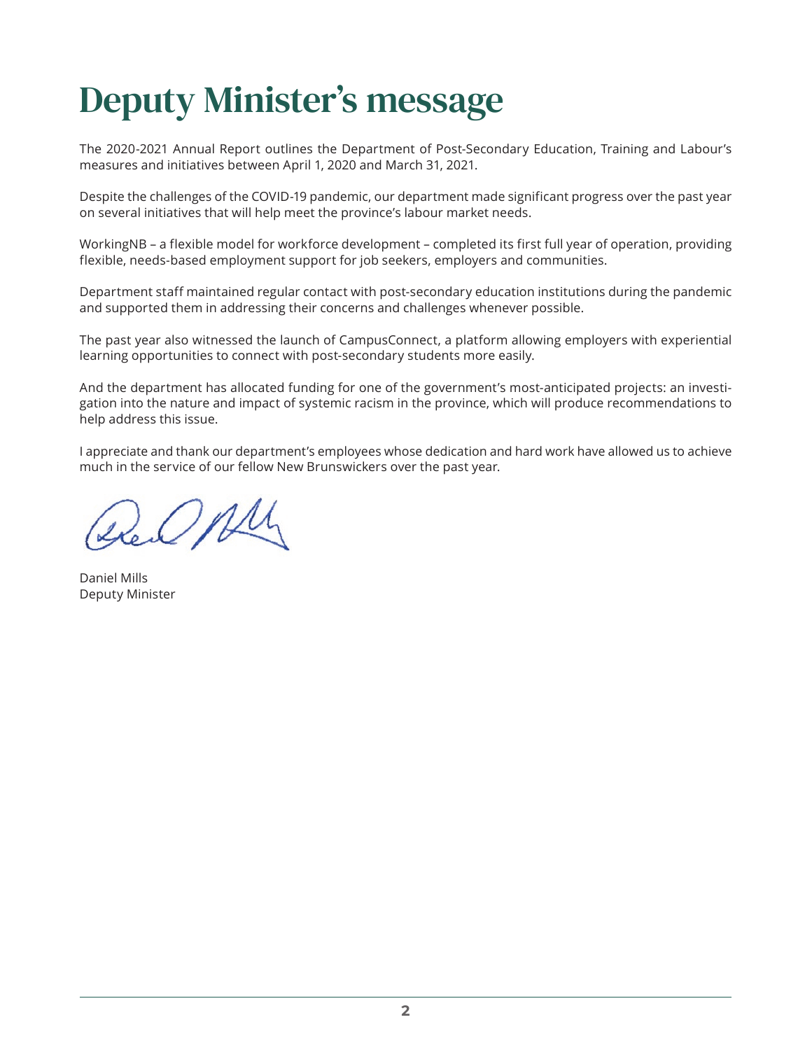# Deputy Minister's message

The 2020-2021 Annual Report outlines the Department of Post-Secondary Education, Training and Labour's measures and initiatives between April 1, 2020 and March 31, 2021.

Despite the challenges of the COVID-19 pandemic, our department made significant progress over the past year on several initiatives that will help meet the province's labour market needs.

WorkingNB – a flexible model for workforce development – completed its first full year of operation, providing flexible, needs-based employment support for job seekers, employers and communities.

Department staff maintained regular contact with post-secondary education institutions during the pandemic and supported them in addressing their concerns and challenges whenever possible.

The past year also witnessed the launch of CampusConnect, a platform allowing employers with experiential learning opportunities to connect with post-secondary students more easily.

And the department has allocated funding for one of the government's most-anticipated projects: an investigation into the nature and impact of systemic racism in the province, which will produce recommendations to help address this issue.

I appreciate and thank our department's employees whose dedication and hard work have allowed us to achieve much in the service of our fellow New Brunswickers over the past year.

Daniel Mills
Deputy Minister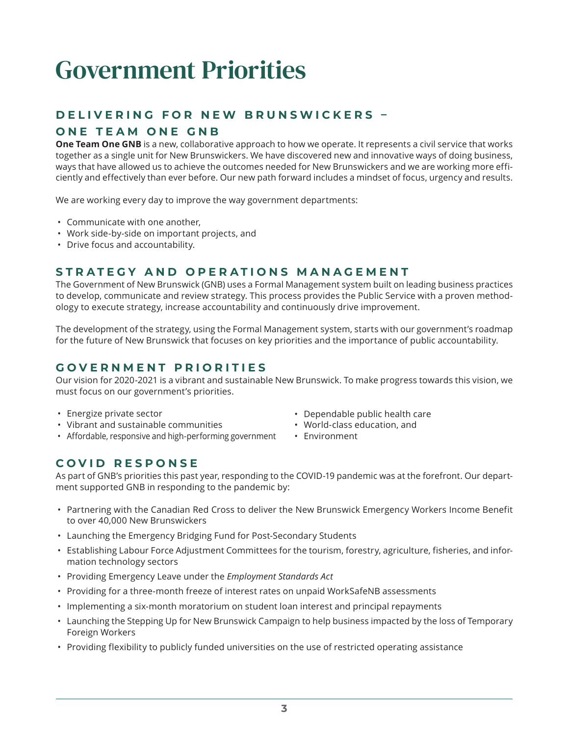# Government Priorities

## DELIVERING FOR NEW BRUNSWICKERS – ONE TEAM ONE GNB

**One Team One GNB** is a new, collaborative approach to how we operate. It represents a civil service that works together as a single unit for New Brunswickers. We have discovered new and innovative ways of doing business, ways that have allowed us to achieve the outcomes needed for New Brunswickers and we are working more efficiently and effectively than ever before. Our new path forward includes a mindset of focus, urgency and results.

We are working every day to improve the way government departments:

- Communicate with one another,
- Work side-by-side on important projects, and
- Drive focus and accountability.

## STRATEGY AND OPERATIONS MANAGEMENT

The Government of New Brunswick (GNB) uses a Formal Management system built on leading business practices to develop, communicate and review strategy. This process provides the Public Service with a proven methodology to execute strategy, increase accountability and continuously drive improvement.

The development of the strategy, using the Formal Management system, starts with our government's roadmap for the future of New Brunswick that focuses on key priorities and the importance of public accountability.

## GOVERNMENT PRIORITIES

Our vision for 2020-2021 is a vibrant and sustainable New Brunswick. To make progress towards this vision, we must focus on our government's priorities.

- Energize private sector
- Vibrant and sustainable communities
- Affordable, responsive and high-performing government
- Dependable public health care
- World-class education, and
- Environment

## COVID RESPONSE

As part of GNB's priorities this past year, responding to the COVID-19 pandemic was at the forefront. Our department supported GNB in responding to the pandemic by:

- Partnering with the Canadian Red Cross to deliver the New Brunswick Emergency Workers Income Benefit to over 40,000 New Brunswickers
- Launching the Emergency Bridging Fund for Post-Secondary Students
- Establishing Labour Force Adjustment Committees for the tourism, forestry, agriculture, fisheries, and information technology sectors
- Providing Emergency Leave under the *Employment Standards Act*
- Providing for a three-month freeze of interest rates on unpaid WorkSafeNB assessments
- Implementing a six-month moratorium on student loan interest and principal repayments
- Launching the Stepping Up for New Brunswick Campaign to help business impacted by the loss of Temporary Foreign Workers
- Providing flexibility to publicly funded universities on the use of restricted operating assistance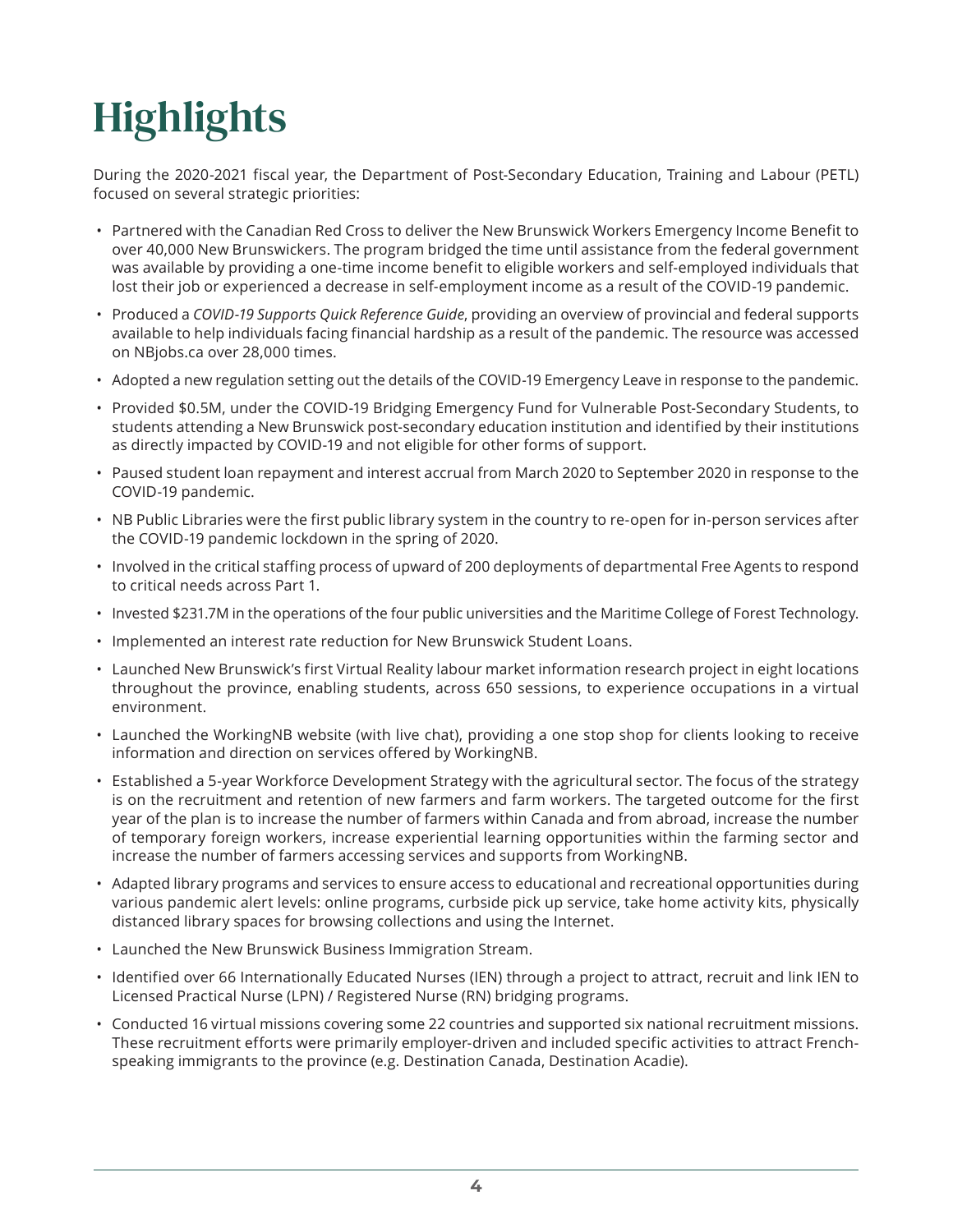# Highlights

During the 2020-2021 fiscal year, the Department of Post-Secondary Education, Training and Labour (PETL) focused on several strategic priorities:

- Partnered with the Canadian Red Cross to deliver the New Brunswick Workers Emergency Income Benefit to over 40,000 New Brunswickers. The program bridged the time until assistance from the federal government was available by providing a one-time income benefit to eligible workers and self-employed individuals that lost their job or experienced a decrease in self-employment income as a result of the COVID-19 pandemic.
- Produced a *COVID-19 Supports Quick Reference Guide*, providing an overview of provincial and federal supports available to help individuals facing financial hardship as a result of the pandemic. The resource was accessed on NBjobs.ca over 28,000 times.
- Adopted a new regulation setting out the details of the COVID-19 Emergency Leave in response to the pandemic.
- Provided $0.5M, under the COVID-19 Bridging Emergency Fund for Vulnerable Post-Secondary Students, to students attending a New Brunswick post-secondary education institution and identified by their institutions as directly impacted by COVID-19 and not eligible for other forms of support.
- Paused student loan repayment and interest accrual from March 2020 to September 2020 in response to the COVID-19 pandemic.
- NB Public Libraries were the first public library system in the country to re-open for in-person services after the COVID-19 pandemic lockdown in the spring of 2020.
- Involved in the critical staffing process of upward of 200 deployments of departmental Free Agents to respond to critical needs across Part 1.
- Invested $231.7M in the operations of the four public universities and the Maritime College of Forest Technology.
- Implemented an interest rate reduction for New Brunswick Student Loans.
- Launched New Brunswick's first Virtual Reality labour market information research project in eight locations throughout the province, enabling students, across 650 sessions, to experience occupations in a virtual environment.
- Launched the WorkingNB website (with live chat), providing a one stop shop for clients looking to receive information and direction on services offered by WorkingNB.
- Established a 5-year Workforce Development Strategy with the agricultural sector. The focus of the strategy is on the recruitment and retention of new farmers and farm workers. The targeted outcome for the first year of the plan is to increase the number of farmers within Canada and from abroad, increase the number of temporary foreign workers, increase experiential learning opportunities within the farming sector and increase the number of farmers accessing services and supports from WorkingNB.
- Adapted library programs and services to ensure access to educational and recreational opportunities during various pandemic alert levels: online programs, curbside pick up service, take home activity kits, physically distanced library spaces for browsing collections and using the Internet.
- Launched the New Brunswick Business Immigration Stream.
- Identified over 66 Internationally Educated Nurses (IEN) through a project to attract, recruit and link IEN to Licensed Practical Nurse (LPN) / Registered Nurse (RN) bridging programs.
- Conducted 16 virtual missions covering some 22 countries and supported six national recruitment missions. These recruitment efforts were primarily employer-driven and included specific activities to attract French-speaking immigrants to the province (e.g. Destination Canada, Destination Acadie).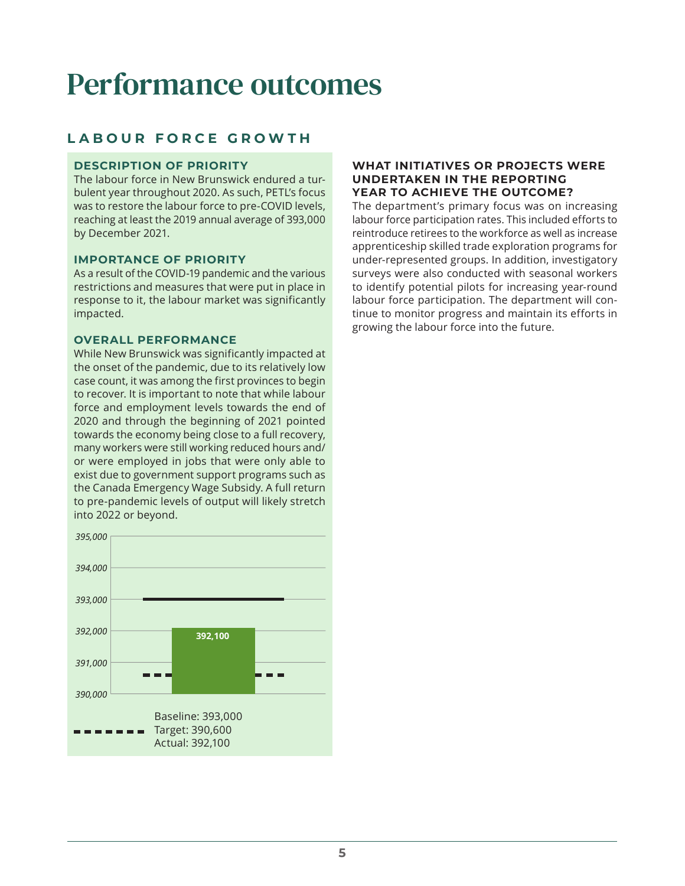# Performance outcomes

## LABOUR FORCE GROWTH

### DESCRIPTION OF PRIORITY

The labour force in New Brunswick endured a turbulent year throughout 2020. As such, PETL's focus was to restore the labour force to pre-COVID levels, reaching at least the 2019 annual average of 393,000 by December 2021.

### IMPORTANCE OF PRIORITY

As a result of the COVID-19 pandemic and the various restrictions and measures that were put in place in response to it, the labour market was significantly impacted.

### OVERALL PERFORMANCE

While New Brunswick was significantly impacted at the onset of the pandemic, due to its relatively low case count, it was among the first provinces to begin to recover. It is important to note that while labour force and employment levels towards the end of 2020 and through the beginning of 2021 pointed towards the economy being close to a full recovery, many workers were still working reduced hours and/or were employed in jobs that were only able to exist due to government support programs such as the Canada Emergency Wage Subsidy. A full return to pre-pandemic levels of output will likely stretch into 2022 or beyond.

Baseline: 393,000
Target: 390,600
Actual: 392,100

### WHAT INITIATIVES OR PROJECTS WERE UNDERTAKEN IN THE REPORTING YEAR TO ACHIEVE THE OUTCOME?

The department's primary focus was on increasing labour force participation rates. This included efforts to reintroduce retirees to the workforce as well as increase apprenticeship skilled trade exploration programs for under-represented groups. In addition, investigatory surveys were also conducted with seasonal workers to identify potential pilots for increasing year-round labour force participation. The department will continue to monitor progress and maintain its efforts in growing the labour force into the future.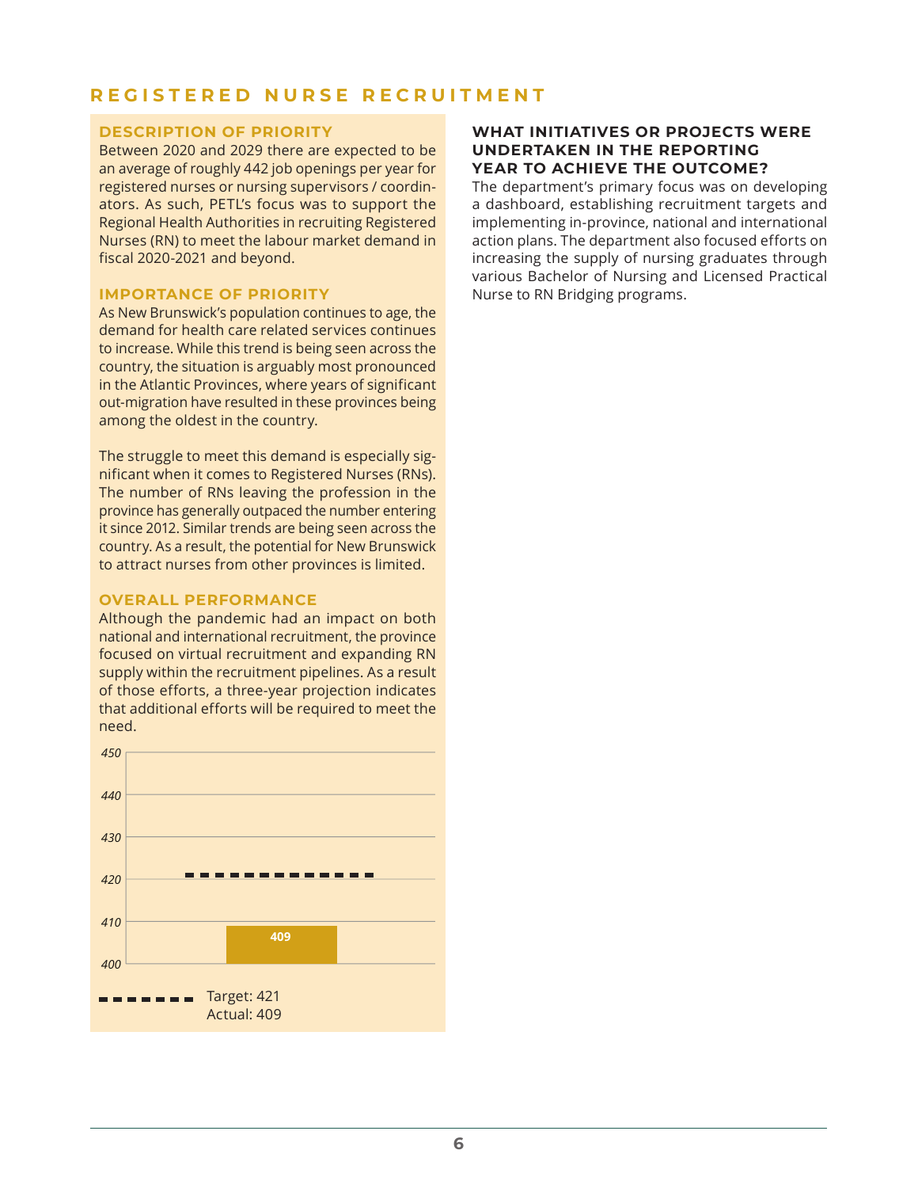## REGISTERED NURSE RECRUITMENT

### DESCRIPTION OF PRIORITY

Between 2020 and 2029 there are expected to be an average of roughly 442 job openings per year for registered nurses or nursing supervisors / coordinators. As such, PETL's focus was to support the Regional Health Authorities in recruiting Registered Nurses (RN) to meet the labour market demand in fiscal 2020-2021 and beyond.

### IMPORTANCE OF PRIORITY

As New Brunswick's population continues to age, the demand for health care related services continues to increase. While this trend is being seen across the country, the situation is arguably most pronounced in the Atlantic Provinces, where years of significant out-migration have resulted in these provinces being among the oldest in the country.

The struggle to meet this demand is especially significant when it comes to Registered Nurses (RNs). The number of RNs leaving the profession in the province has generally outpaced the number entering it since 2012. Similar trends are being seen across the country. As a result, the potential for New Brunswick to attract nurses from other provinces is limited.

### OVERALL PERFORMANCE

Although the pandemic had an impact on both national and international recruitment, the province focused on virtual recruitment and expanding RN supply within the recruitment pipelines. As a result of those efforts, a three-year projection indicates that additional efforts will be required to meet the need.

Target: 421
Actual: 409

### WHAT INITIATIVES OR PROJECTS WERE UNDERTAKEN IN THE REPORTING YEAR TO ACHIEVE THE OUTCOME?

The department's primary focus was on developing a dashboard, establishing recruitment targets and implementing in-province, national and international action plans. The department also focused efforts on increasing the supply of nursing graduates through various Bachelor of Nursing and Licensed Practical Nurse to RN Bridging programs.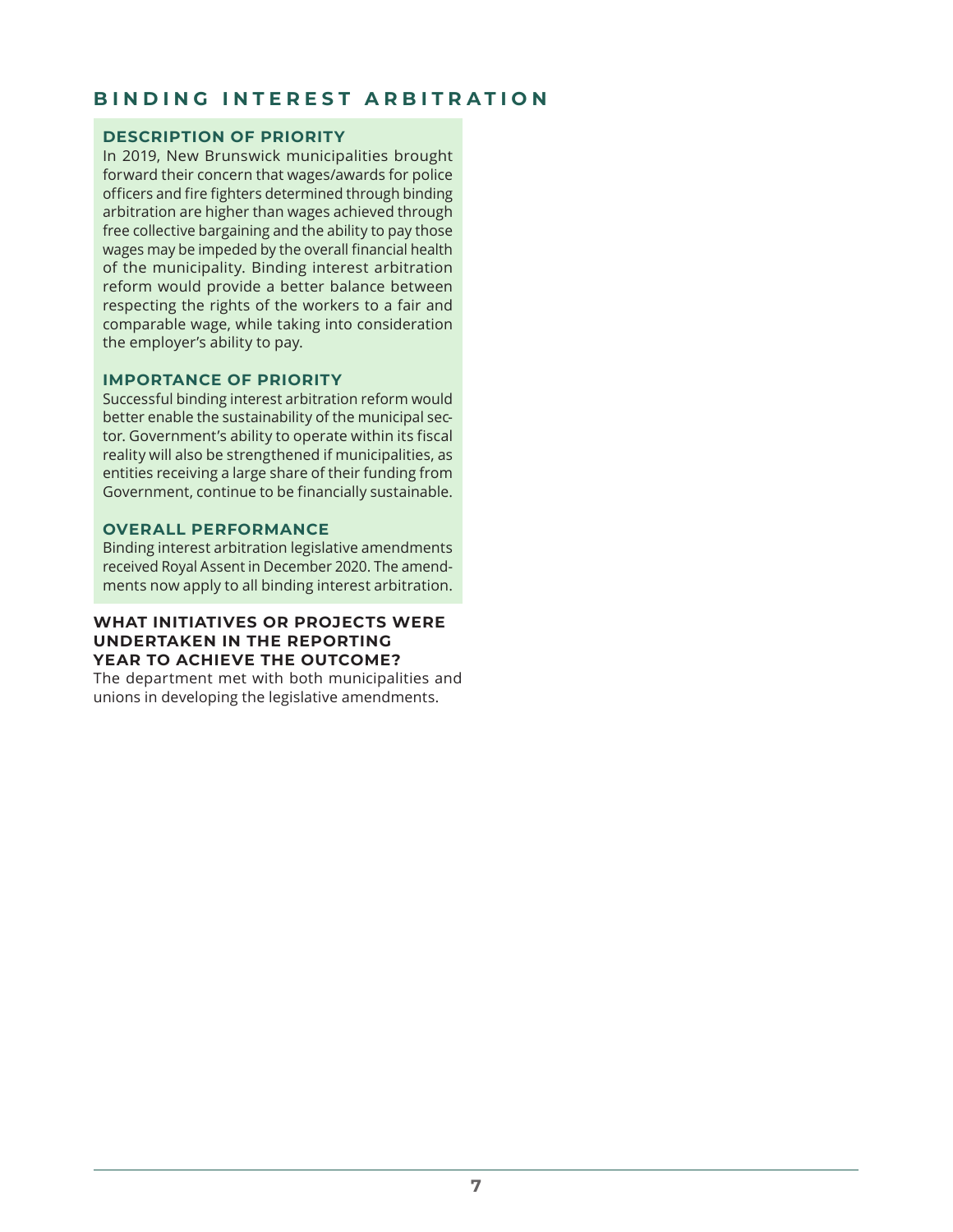## BINDING INTEREST ARBITRATION

### DESCRIPTION OF PRIORITY

In 2019, New Brunswick municipalities brought forward their concern that wages/awards for police officers and fire fighters determined through binding arbitration are higher than wages achieved through free collective bargaining and the ability to pay those wages may be impeded by the overall financial health of the municipality. Binding interest arbitration reform would provide a better balance between respecting the rights of the workers to a fair and comparable wage, while taking into consideration the employer's ability to pay.

### IMPORTANCE OF PRIORITY

Successful binding interest arbitration reform would better enable the sustainability of the municipal sector. Government's ability to operate within its fiscal reality will also be strengthened if municipalities, as entities receiving a large share of their funding from Government, continue to be financially sustainable.

### OVERALL PERFORMANCE

Binding interest arbitration legislative amendments received Royal Assent in December 2020. The amendments now apply to all binding interest arbitration.

### WHAT INITIATIVES OR PROJECTS WERE UNDERTAKEN IN THE REPORTING YEAR TO ACHIEVE THE OUTCOME?

The department met with both municipalities and unions in developing the legislative amendments.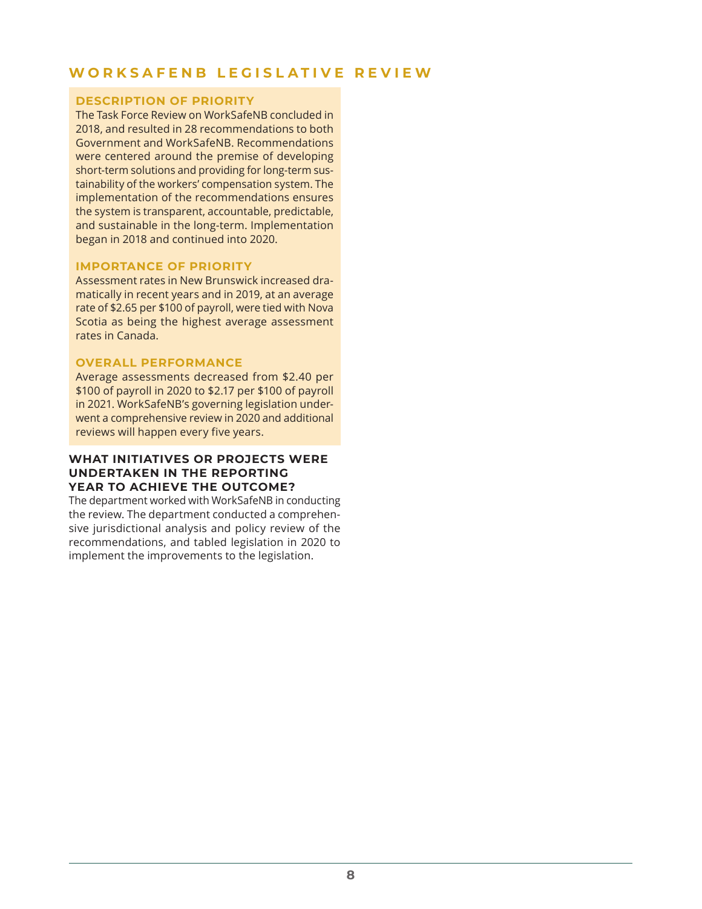## WORKSAFENB LEGISLATIVE REVIEW

### DESCRIPTION OF PRIORITY

The Task Force Review on WorkSafeNB concluded in 2018, and resulted in 28 recommendations to both Government and WorkSafeNB. Recommendations were centered around the premise of developing short-term solutions and providing for long-term sustainability of the workers' compensation system. The implementation of the recommendations ensures the system is transparent, accountable, predictable, and sustainable in the long-term. Implementation began in 2018 and continued into 2020.

### IMPORTANCE OF PRIORITY

Assessment rates in New Brunswick increased dramatically in recent years and in 2019, at an average rate of $2.65 per $100 of payroll, were tied with Nova Scotia as being the highest average assessment rates in Canada.

### OVERALL PERFORMANCE

Average assessments decreased from $2.40 per $100 of payroll in 2020 to $2.17 per $100 of payroll in 2021. WorkSafeNB's governing legislation underwent a comprehensive review in 2020 and additional reviews will happen every five years.

### WHAT INITIATIVES OR PROJECTS WERE UNDERTAKEN IN THE REPORTING YEAR TO ACHIEVE THE OUTCOME?

The department worked with WorkSafeNB in conducting the review. The department conducted a comprehensive jurisdictional analysis and policy review of the recommendations, and tabled legislation in 2020 to implement the improvements to the legislation.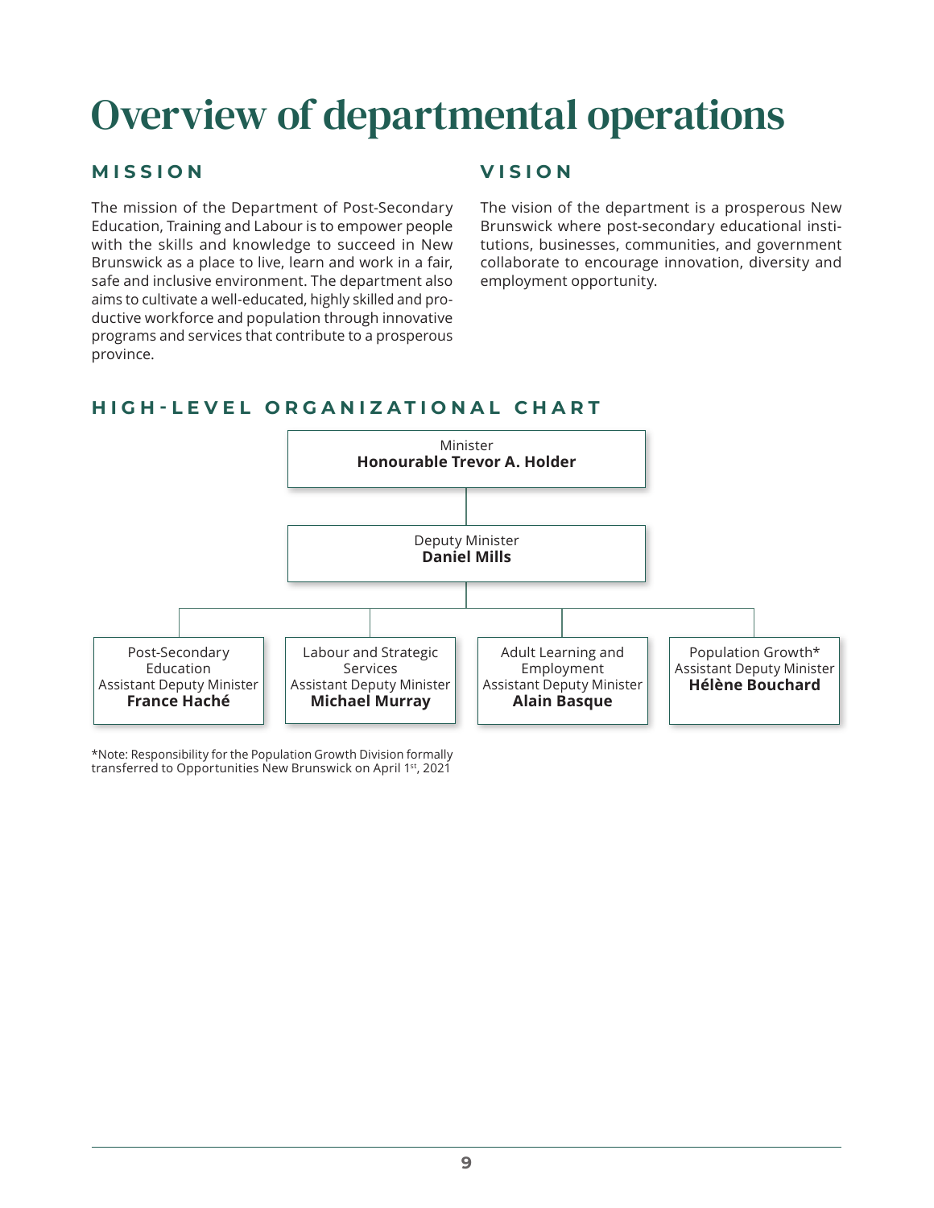# Overview of departmental operations

## MISSION

The mission of the Department of Post-Secondary Education, Training and Labour is to empower people with the skills and knowledge to succeed in New Brunswick as a place to live, learn and work in a fair, safe and inclusive environment. The department also aims to cultivate a well-educated, highly skilled and productive workforce and population through innovative programs and services that contribute to a prosperous province.

## VISION

The vision of the department is a prosperous New Brunswick where post-secondary educational institutions, businesses, communities, and government collaborate to encourage innovation, diversity and employment opportunity.

## HIGH-LEVEL ORGANIZATIONAL CHART

Minister
**Honourable Trevor A. Holder**

Deputy Minister
**Daniel Mills**

- Post-Secondary Education
  Assistant Deputy Minister
  **France Haché**
- Labour and Strategic Services
  Assistant Deputy Minister
  **Michael Murray**
- Adult Learning and Employment
  Assistant Deputy Minister
  **Alain Basque**
- Population Growth*
  Assistant Deputy Minister
  **Hélène Bouchard**

*Note: Responsibility for the Population Growth Division formally transferred to Opportunities New Brunswick on April 1st, 2021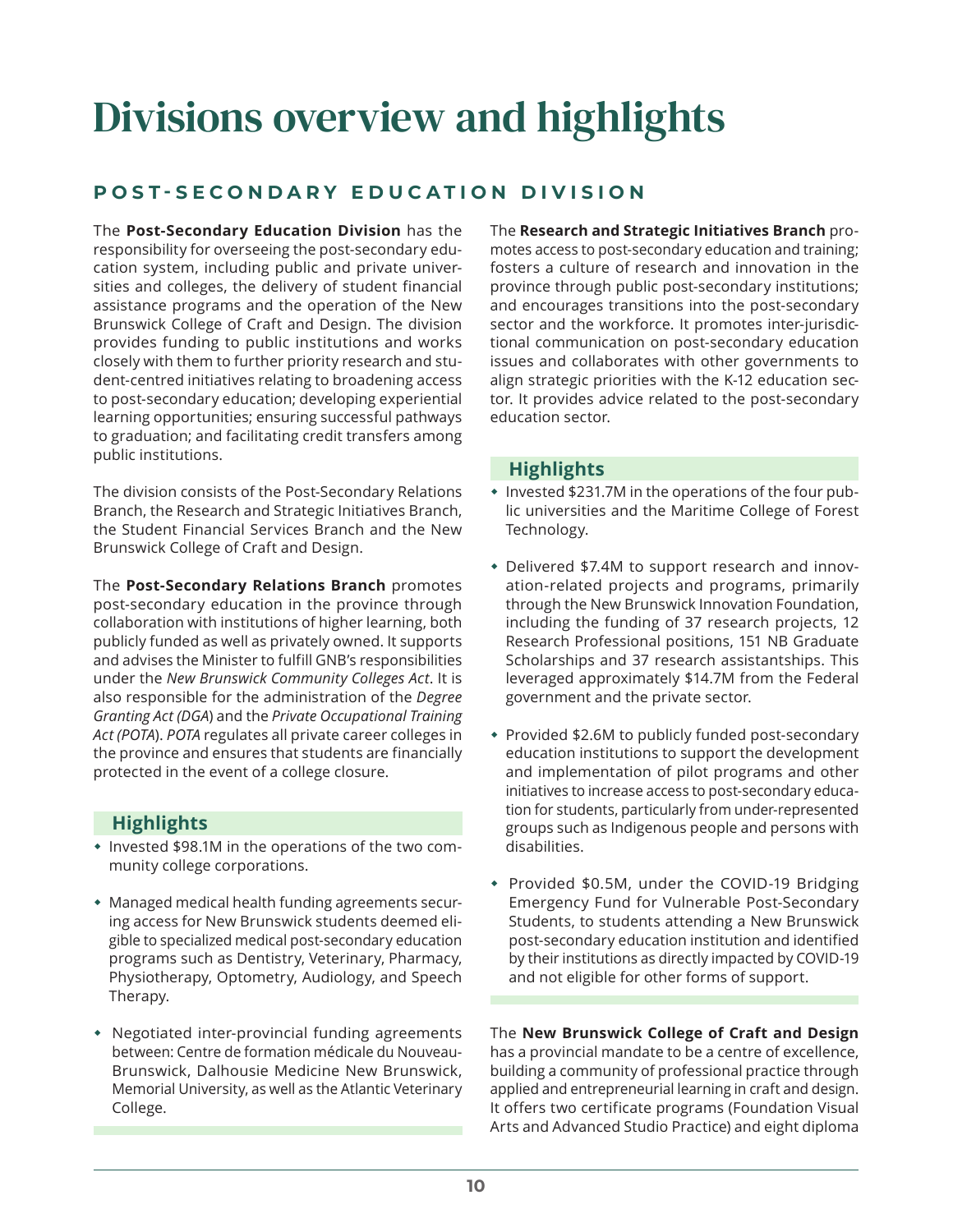# Divisions overview and highlights

## POST-SECONDARY EDUCATION DIVISION

The **Post-Secondary Education Division** has the responsibility for overseeing the post-secondary education system, including public and private universities and colleges, the delivery of student financial assistance programs and the operation of the New Brunswick College of Craft and Design. The division provides funding to public institutions and works closely with them to further priority research and student-centred initiatives relating to broadening access to post-secondary education; developing experiential learning opportunities; ensuring successful pathways to graduation; and facilitating credit transfers among public institutions.

The division consists of the Post-Secondary Relations Branch, the Research and Strategic Initiatives Branch, the Student Financial Services Branch and the New Brunswick College of Craft and Design.

The **Post-Secondary Relations Branch** promotes post-secondary education in the province through collaboration with institutions of higher learning, both publicly funded as well as privately owned. It supports and advises the Minister to fulfill GNB's responsibilities under the *New Brunswick Community Colleges Act*. It is also responsible for the administration of the *Degree Granting Act (DGA*) and the *Private Occupational Training Act (POTA*). *POTA* regulates all private career colleges in the province and ensures that students are financially protected in the event of a college closure.

### Highlights

- Invested $98.1M in the operations of the two community college corporations.
- Managed medical health funding agreements securing access for New Brunswick students deemed eligible to specialized medical post-secondary education programs such as Dentistry, Veterinary, Pharmacy, Physiotherapy, Optometry, Audiology, and Speech Therapy.
- Negotiated inter-provincial funding agreements between: Centre de formation médicale du Nouveau-Brunswick, Dalhousie Medicine New Brunswick, Memorial University, as well as the Atlantic Veterinary College.

The **Research and Strategic Initiatives Branch** promotes access to post-secondary education and training; fosters a culture of research and innovation in the province through public post-secondary institutions; and encourages transitions into the post-secondary sector and the workforce. It promotes inter-jurisdictional communication on post-secondary education issues and collaborates with other governments to align strategic priorities with the K-12 education sector. It provides advice related to the post-secondary education sector.

### Highlights

- Invested $231.7M in the operations of the four public universities and the Maritime College of Forest Technology.
- Delivered $7.4M to support research and innovation-related projects and programs, primarily through the New Brunswick Innovation Foundation, including the funding of 37 research projects, 12 Research Professional positions, 151 NB Graduate Scholarships and 37 research assistantships. This leveraged approximately $14.7M from the Federal government and the private sector.
- Provided $2.6M to publicly funded post-secondary education institutions to support the development and implementation of pilot programs and other initiatives to increase access to post-secondary education for students, particularly from under-represented groups such as Indigenous people and persons with disabilities.
- Provided $0.5M, under the COVID-19 Bridging Emergency Fund for Vulnerable Post-Secondary Students, to students attending a New Brunswick post-secondary education institution and identified by their institutions as directly impacted by COVID-19 and not eligible for other forms of support.

The **New Brunswick College of Craft and Design** has a provincial mandate to be a centre of excellence, building a community of professional practice through applied and entrepreneurial learning in craft and design. It offers two certificate programs (Foundation Visual Arts and Advanced Studio Practice) and eight diploma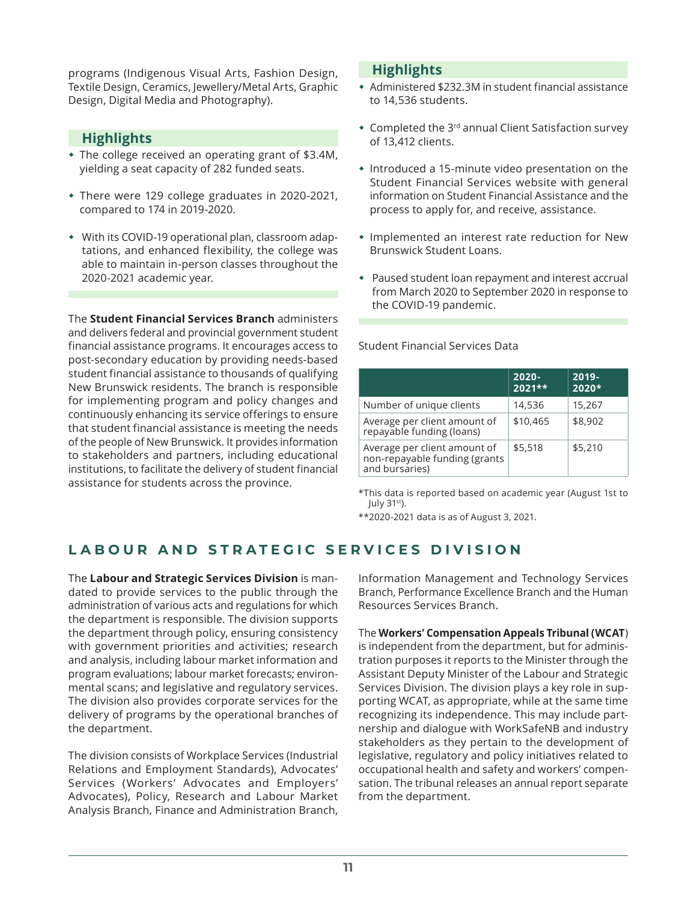programs (Indigenous Visual Arts, Fashion Design, Textile Design, Ceramics, Jewellery/Metal Arts, Graphic Design, Digital Media and Photography).

### Highlights

- The college received an operating grant of $3.4M, yielding a seat capacity of 282 funded seats.
- There were 129 college graduates in 2020-2021, compared to 174 in 2019-2020.
- With its COVID-19 operational plan, classroom adaptations, and enhanced flexibility, the college was able to maintain in-person classes throughout the 2020-2021 academic year.

The **Student Financial Services Branch** administers and delivers federal and provincial government student financial assistance programs. It encourages access to post-secondary education by providing needs-based student financial assistance to thousands of qualifying New Brunswick residents. The branch is responsible for implementing program and policy changes and continuously enhancing its service offerings to ensure that student financial assistance is meeting the needs of the people of New Brunswick. It provides information to stakeholders and partners, including educational institutions, to facilitate the delivery of student financial assistance for students across the province.

### Highlights

- Administered $232.3M in student financial assistance to 14,536 students.
- Completed the 3rd annual Client Satisfaction survey of 13,412 clients.
- Introduced a 15-minute video presentation on the Student Financial Services website with general information on Student Financial Assistance and the process to apply for, and receive, assistance.
- Implemented an interest rate reduction for New Brunswick Student Loans.
- Paused student loan repayment and interest accrual from March 2020 to September 2020 in response to the COVID-19 pandemic.

Student Financial Services Data

| | 2020-2021** | 2019-2020* |
|---|---|---|
| Number of unique clients | 14,536 | 15,267 |
| Average per client amount of repayable funding (loans) | $10,465 | $8,902 |
| Average per client amount of non-repayable funding (grants and bursaries) | $5,518 | $5,210 |

*This data is reported based on academic year (August 1st to July 31st).

**2020-2021 data is as of August 3, 2021.

## LABOUR AND STRATEGIC SERVICES DIVISION

The **Labour and Strategic Services Division** is mandated to provide services to the public through the administration of various acts and regulations for which the department is responsible. The division supports the department through policy, ensuring consistency with government priorities and activities; research and analysis, including labour market information and program evaluations; labour market forecasts; environmental scans; and legislative and regulatory services. The division also provides corporate services for the delivery of programs by the operational branches of the department.

The division consists of Workplace Services (Industrial Relations and Employment Standards), Advocates' Services (Workers' Advocates and Employers' Advocates), Policy, Research and Labour Market Analysis Branch, Finance and Administration Branch, Information Management and Technology Services Branch, Performance Excellence Branch and the Human Resources Services Branch.

The **Workers' Compensation Appeals Tribunal (WCAT**) is independent from the department, but for administration purposes it reports to the Minister through the Assistant Deputy Minister of the Labour and Strategic Services Division. The division plays a key role in supporting WCAT, as appropriate, while at the same time recognizing its independence. This may include partnership and dialogue with WorkSafeNB and industry stakeholders as they pertain to the development of legislative, regulatory and policy initiatives related to occupational health and safety and workers' compensation. The tribunal releases an annual report separate from the department.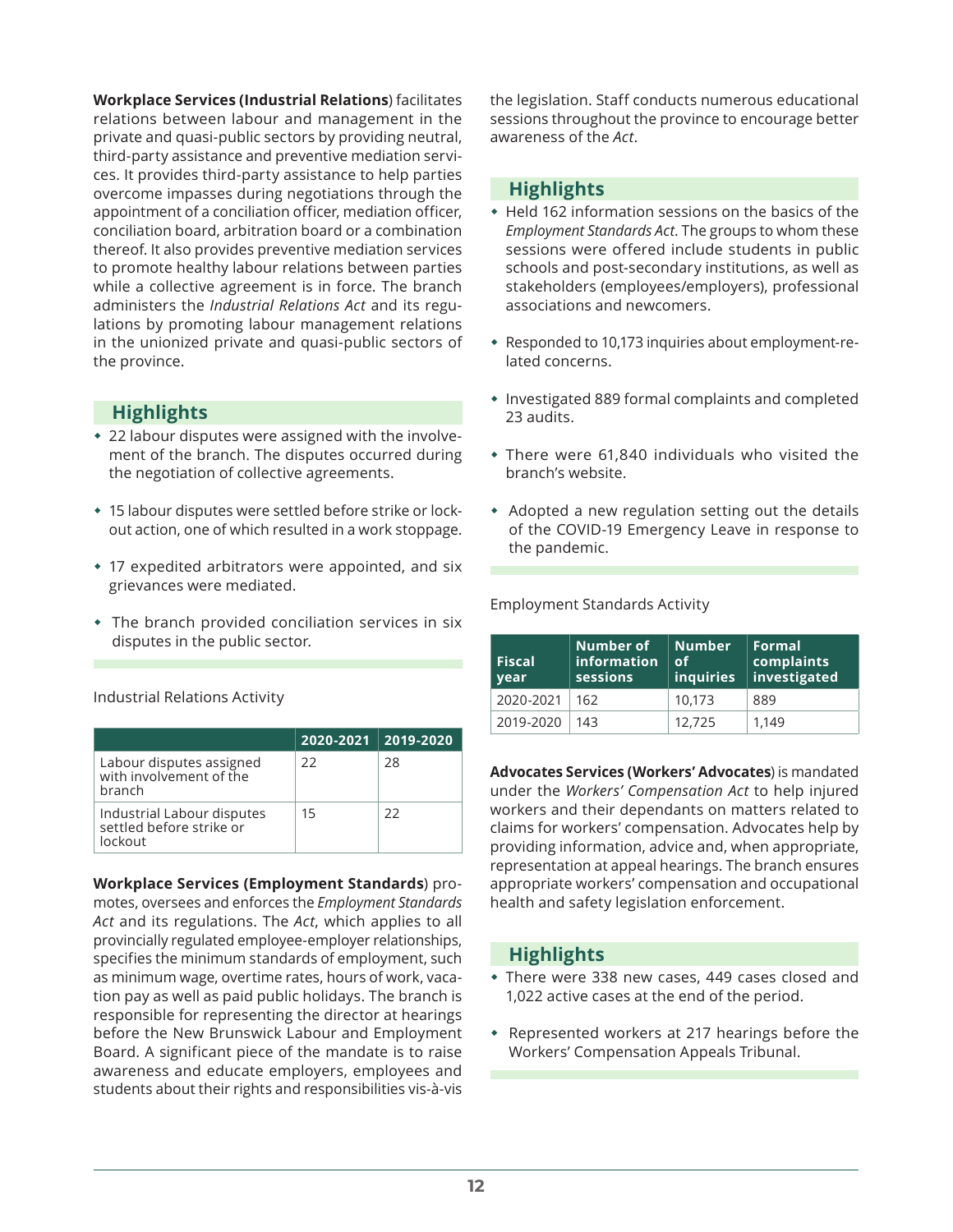**Workplace Services (Industrial Relations**) facilitates relations between labour and management in the private and quasi-public sectors by providing neutral, third-party assistance and preventive mediation services. It provides third-party assistance to help parties overcome impasses during negotiations through the appointment of a conciliation officer, mediation officer, conciliation board, arbitration board or a combination thereof. It also provides preventive mediation services to promote healthy labour relations between parties while a collective agreement is in force. The branch administers the *Industrial Relations Act* and its regulations by promoting labour management relations in the unionized private and quasi-public sectors of the province.

## Highlights

- 22 labour disputes were assigned with the involvement of the branch. The disputes occurred during the negotiation of collective agreements.
- 15 labour disputes were settled before strike or lockout action, one of which resulted in a work stoppage.
- 17 expedited arbitrators were appointed, and six grievances were mediated.
- The branch provided conciliation services in six disputes in the public sector.

Industrial Relations Activity

| | 2020-2021 | 2019-2020 |
|---|---|---|
| Labour disputes assigned with involvement of the branch | 22 | 28 |
| Industrial Labour disputes settled before strike or lockout | 15 | 22 |

**Workplace Services (Employment Standards**) promotes, oversees and enforces the *Employment Standards Act* and its regulations. The *Act*, which applies to all provincially regulated employee-employer relationships, specifies the minimum standards of employment, such as minimum wage, overtime rates, hours of work, vacation pay as well as paid public holidays. The branch is responsible for representing the director at hearings before the New Brunswick Labour and Employment Board. A significant piece of the mandate is to raise awareness and educate employers, employees and students about their rights and responsibilities vis-à-vis the legislation. Staff conducts numerous educational sessions throughout the province to encourage better awareness of the *Act*.

## Highlights

- Held 162 information sessions on the basics of the *Employment Standards Act*. The groups to whom these sessions were offered include students in public schools and post-secondary institutions, as well as stakeholders (employees/employers), professional associations and newcomers.
- Responded to 10,173 inquiries about employment-related concerns.
- Investigated 889 formal complaints and completed 23 audits.
- There were 61,840 individuals who visited the branch's website.
- Adopted a new regulation setting out the details of the COVID-19 Emergency Leave in response to the pandemic.

Employment Standards Activity

| Fiscal year | Number of information sessions | Number of inquiries | Formal complaints investigated |
|---|---|---|---|
| 2020-2021 | 162 | 10,173 | 889 |
| 2019-2020 | 143 | 12,725 | 1,149 |

**Advocates Services (Workers' Advocates**) is mandated under the *Workers' Compensation Act* to help injured workers and their dependants on matters related to claims for workers' compensation. Advocates help by providing information, advice and, when appropriate, representation at appeal hearings. The branch ensures appropriate workers' compensation and occupational health and safety legislation enforcement.

## Highlights

- There were 338 new cases, 449 cases closed and 1,022 active cases at the end of the period.
- Represented workers at 217 hearings before the Workers' Compensation Appeals Tribunal.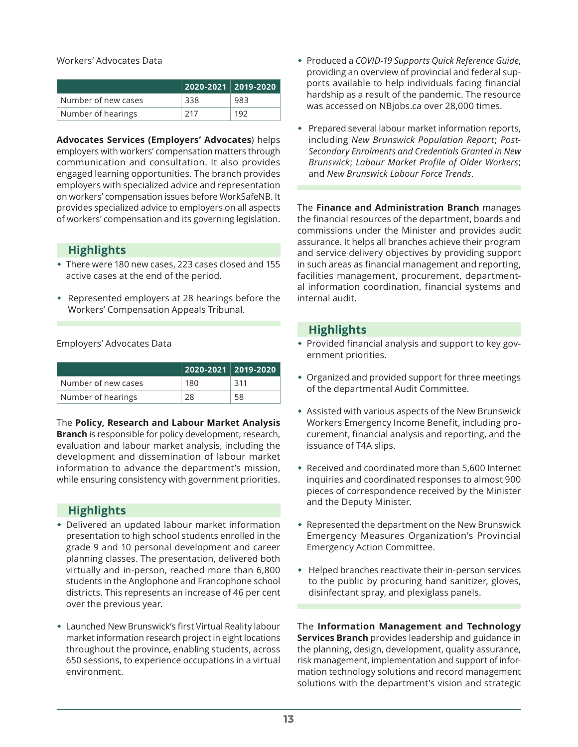Workers' Advocates Data

| | 2020-2021 | 2019-2020 |
|---|---|---|
| Number of new cases | 338 | 983 |
| Number of hearings | 217 | 192 |

**Advocates Services (Employers' Advocates**) helps employers with workers' compensation matters through communication and consultation. It also provides engaged learning opportunities. The branch provides employers with specialized advice and representation on workers' compensation issues before WorkSafeNB. It provides specialized advice to employers on all aspects of workers' compensation and its governing legislation.

## Highlights

- There were 180 new cases, 223 cases closed and 155 active cases at the end of the period.
- Represented employers at 28 hearings before the Workers' Compensation Appeals Tribunal.

Employers' Advocates Data

| | 2020-2021 | 2019-2020 |
|---|---|---|
| Number of new cases | 180 | 311 |
| Number of hearings | 28 | 58 |

The **Policy, Research and Labour Market Analysis Branch** is responsible for policy development, research, evaluation and labour market analysis, including the development and dissemination of labour market information to advance the department's mission, while ensuring consistency with government priorities.

## Highlights

- Delivered an updated labour market information presentation to high school students enrolled in the grade 9 and 10 personal development and career planning classes. The presentation, delivered both virtually and in-person, reached more than 6,800 students in the Anglophone and Francophone school districts. This represents an increase of 46 per cent over the previous year.
- Launched New Brunswick's first Virtual Reality labour market information research project in eight locations throughout the province, enabling students, across 650 sessions, to experience occupations in a virtual environment.
- Produced a *COVID-19 Supports Quick Reference Guide*, providing an overview of provincial and federal supports available to help individuals facing financial hardship as a result of the pandemic. The resource was accessed on NBjobs.ca over 28,000 times.
- Prepared several labour market information reports, including *New Brunswick Population Report*; *Post-Secondary Enrolments and Credentials Granted in New Brunswick*; *Labour Market Profile of Older Workers*; and *New Brunswick Labour Force Trends*.

The **Finance and Administration Branch** manages the financial resources of the department, boards and commissions under the Minister and provides audit assurance. It helps all branches achieve their program and service delivery objectives by providing support in such areas as financial management and reporting, facilities management, procurement, departmental information coordination, financial systems and internal audit.

## Highlights

- Provided financial analysis and support to key government priorities.
- Organized and provided support for three meetings of the departmental Audit Committee.
- Assisted with various aspects of the New Brunswick Workers Emergency Income Benefit, including procurement, financial analysis and reporting, and the issuance of T4A slips.
- Received and coordinated more than 5,600 Internet inquiries and coordinated responses to almost 900 pieces of correspondence received by the Minister and the Deputy Minister.
- Represented the department on the New Brunswick Emergency Measures Organization's Provincial Emergency Action Committee.
- Helped branches reactivate their in-person services to the public by procuring hand sanitizer, gloves, disinfectant spray, and plexiglass panels.

The **Information Management and Technology Services Branch** provides leadership and guidance in the planning, design, development, quality assurance, risk management, implementation and support of information technology solutions and record management solutions with the department's vision and strategic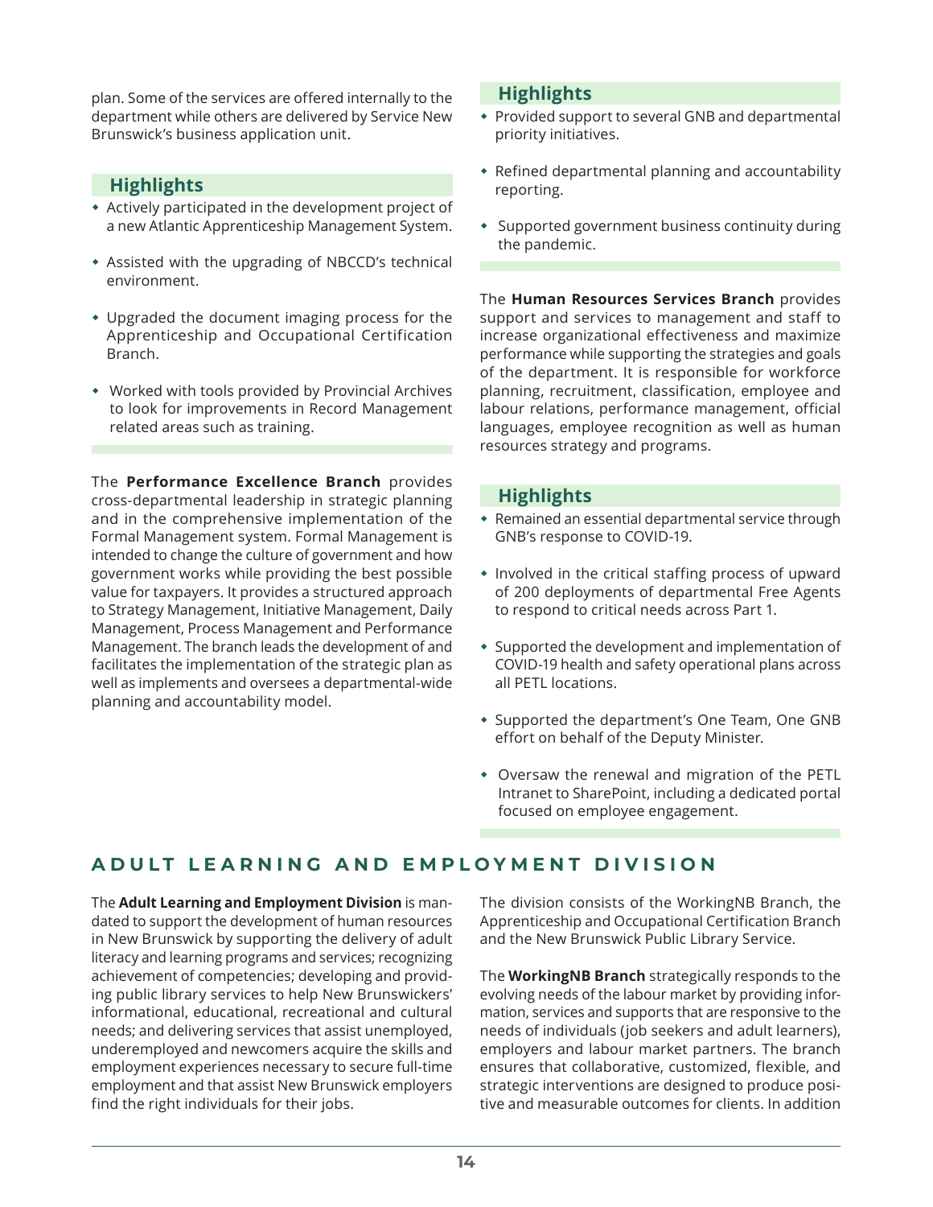plan. Some of the services are offered internally to the department while others are delivered by Service New Brunswick's business application unit.

### Highlights

- Actively participated in the development project of a new Atlantic Apprenticeship Management System.
- Assisted with the upgrading of NBCCD's technical environment.
- Upgraded the document imaging process for the Apprenticeship and Occupational Certification Branch.
- Worked with tools provided by Provincial Archives to look for improvements in Record Management related areas such as training.

The **Performance Excellence Branch** provides cross-departmental leadership in strategic planning and in the comprehensive implementation of the Formal Management system. Formal Management is intended to change the culture of government and how government works while providing the best possible value for taxpayers. It provides a structured approach to Strategy Management, Initiative Management, Daily Management, Process Management and Performance Management. The branch leads the development of and facilitates the implementation of the strategic plan as well as implements and oversees a departmental-wide planning and accountability model.

### Highlights

- Provided support to several GNB and departmental priority initiatives.
- Refined departmental planning and accountability reporting.
- Supported government business continuity during the pandemic.

The **Human Resources Services Branch** provides support and services to management and staff to increase organizational effectiveness and maximize performance while supporting the strategies and goals of the department. It is responsible for workforce planning, recruitment, classification, employee and labour relations, performance management, official languages, employee recognition as well as human resources strategy and programs.

### Highlights

- Remained an essential departmental service through GNB's response to COVID-19.
- Involved in the critical staffing process of upward of 200 deployments of departmental Free Agents to respond to critical needs across Part 1.
- Supported the development and implementation of COVID-19 health and safety operational plans across all PETL locations.
- Supported the department's One Team, One GNB effort on behalf of the Deputy Minister.
- Oversaw the renewal and migration of the PETL Intranet to SharePoint, including a dedicated portal focused on employee engagement.

## ADULT LEARNING AND EMPLOYMENT DIVISION

The **Adult Learning and Employment Division** is mandated to support the development of human resources in New Brunswick by supporting the delivery of adult literacy and learning programs and services; recognizing achievement of competencies; developing and providing public library services to help New Brunswickers' informational, educational, recreational and cultural needs; and delivering services that assist unemployed, underemployed and newcomers acquire the skills and employment experiences necessary to secure full-time employment and that assist New Brunswick employers find the right individuals for their jobs.

The division consists of the WorkingNB Branch, the Apprenticeship and Occupational Certification Branch and the New Brunswick Public Library Service.

The **WorkingNB Branch** strategically responds to the evolving needs of the labour market by providing information, services and supports that are responsive to the needs of individuals (job seekers and adult learners), employers and labour market partners. The branch ensures that collaborative, customized, flexible, and strategic interventions are designed to produce positive and measurable outcomes for clients. In addition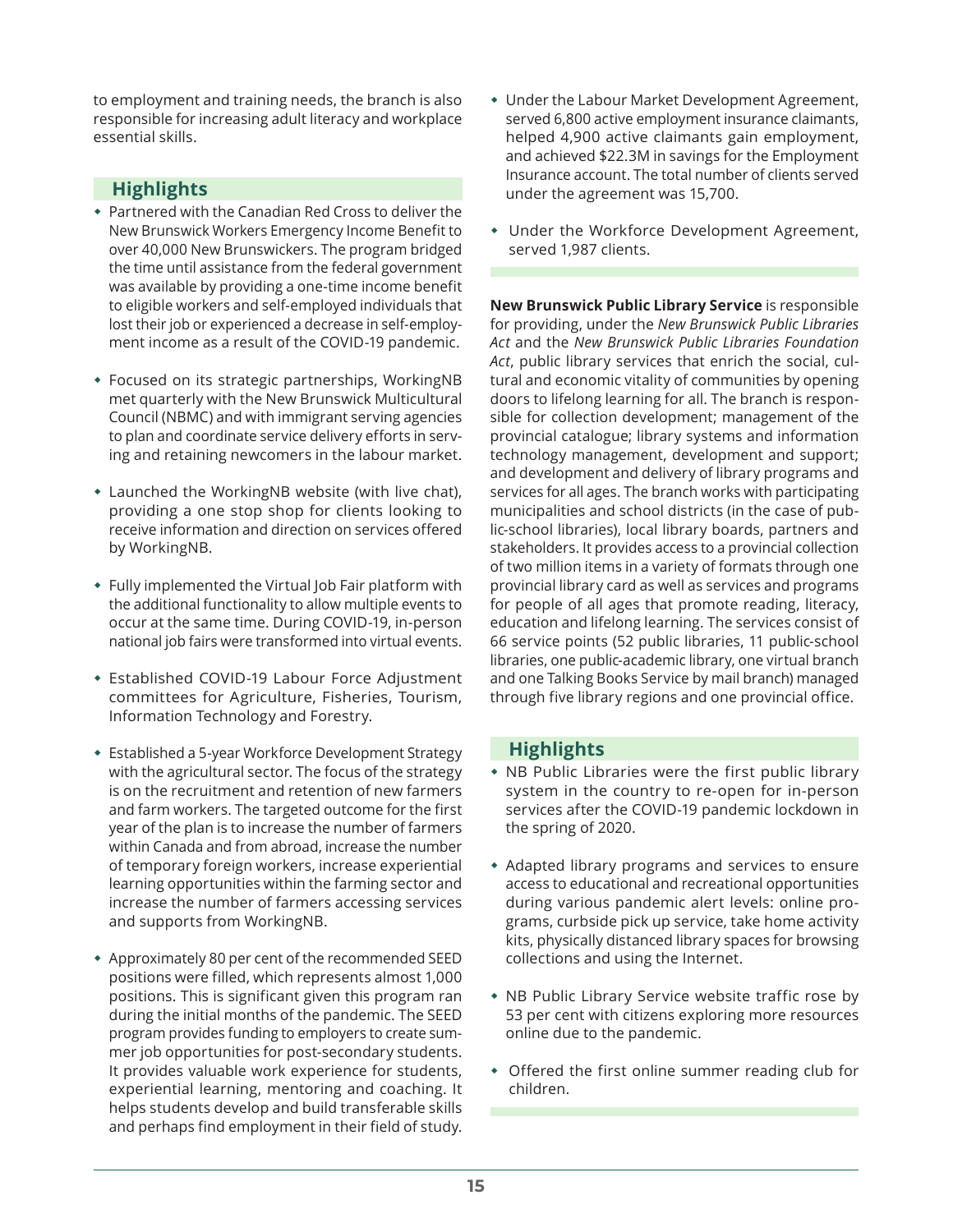to employment and training needs, the branch is also responsible for increasing adult literacy and workplace essential skills.

## Highlights

- Partnered with the Canadian Red Cross to deliver the New Brunswick Workers Emergency Income Benefit to over 40,000 New Brunswickers. The program bridged the time until assistance from the federal government was available by providing a one-time income benefit to eligible workers and self-employed individuals that lost their job or experienced a decrease in self-employment income as a result of the COVID-19 pandemic.
- Focused on its strategic partnerships, WorkingNB met quarterly with the New Brunswick Multicultural Council (NBMC) and with immigrant serving agencies to plan and coordinate service delivery efforts in serving and retaining newcomers in the labour market.
- Launched the WorkingNB website (with live chat), providing a one stop shop for clients looking to receive information and direction on services offered by WorkingNB.
- Fully implemented the Virtual Job Fair platform with the additional functionality to allow multiple events to occur at the same time. During COVID-19, in-person national job fairs were transformed into virtual events.
- Established COVID-19 Labour Force Adjustment committees for Agriculture, Fisheries, Tourism, Information Technology and Forestry.
- Established a 5-year Workforce Development Strategy with the agricultural sector. The focus of the strategy is on the recruitment and retention of new farmers and farm workers. The targeted outcome for the first year of the plan is to increase the number of farmers within Canada and from abroad, increase the number of temporary foreign workers, increase experiential learning opportunities within the farming sector and increase the number of farmers accessing services and supports from WorkingNB.
- Approximately 80 per cent of the recommended SEED positions were filled, which represents almost 1,000 positions. This is significant given this program ran during the initial months of the pandemic. The SEED program provides funding to employers to create summer job opportunities for post-secondary students. It provides valuable work experience for students, experiential learning, mentoring and coaching. It helps students develop and build transferable skills and perhaps find employment in their field of study.
- Under the Labour Market Development Agreement, served 6,800 active employment insurance claimants, helped 4,900 active claimants gain employment, and achieved $22.3M in savings for the Employment Insurance account. The total number of clients served under the agreement was 15,700.
- Under the Workforce Development Agreement, served 1,987 clients.

**New Brunswick Public Library Service** is responsible for providing, under the *New Brunswick Public Libraries Act* and the *New Brunswick Public Libraries Foundation Act*, public library services that enrich the social, cultural and economic vitality of communities by opening doors to lifelong learning for all. The branch is responsible for collection development; management of the provincial catalogue; library systems and information technology management, development and support; and development and delivery of library programs and services for all ages. The branch works with participating municipalities and school districts (in the case of public-school libraries), local library boards, partners and stakeholders. It provides access to a provincial collection of two million items in a variety of formats through one provincial library card as well as services and programs for people of all ages that promote reading, literacy, education and lifelong learning. The services consist of 66 service points (52 public libraries, 11 public-school libraries, one public-academic library, one virtual branch and one Talking Books Service by mail branch) managed through five library regions and one provincial office.

## Highlights

- NB Public Libraries were the first public library system in the country to re-open for in-person services after the COVID-19 pandemic lockdown in the spring of 2020.
- Adapted library programs and services to ensure access to educational and recreational opportunities during various pandemic alert levels: online programs, curbside pick up service, take home activity kits, physically distanced library spaces for browsing collections and using the Internet.
- NB Public Library Service website traffic rose by 53 per cent with citizens exploring more resources online due to the pandemic.
- Offered the first online summer reading club for children.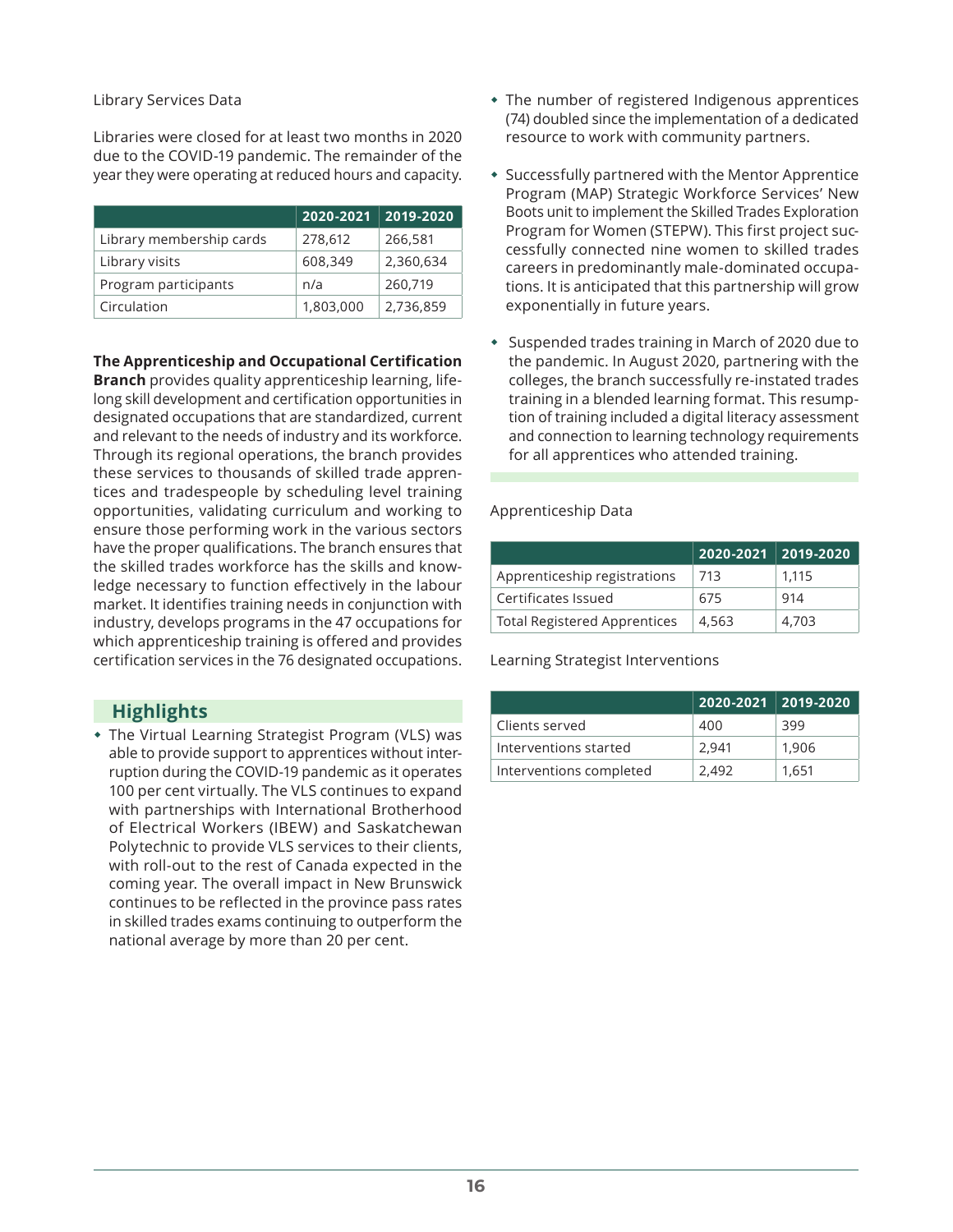Library Services Data

Libraries were closed for at least two months in 2020 due to the COVID-19 pandemic. The remainder of the year they were operating at reduced hours and capacity.

| | 2020-2021 | 2019-2020 |
|---|---|---|
| Library membership cards | 278,612 | 266,581 |
| Library visits | 608,349 | 2,360,634 |
| Program participants | n/a | 260,719 |
| Circulation | 1,803,000 | 2,736,859 |

**The Apprenticeship and Occupational Certification Branch** provides quality apprenticeship learning, life-long skill development and certification opportunities in designated occupations that are standardized, current and relevant to the needs of industry and its workforce. Through its regional operations, the branch provides these services to thousands of skilled trade apprentices and tradespeople by scheduling level training opportunities, validating curriculum and working to ensure those performing work in the various sectors have the proper qualifications. The branch ensures that the skilled trades workforce has the skills and knowledge necessary to function effectively in the labour market. It identifies training needs in conjunction with industry, develops programs in the 47 occupations for which apprenticeship training is offered and provides certification services in the 76 designated occupations.

## Highlights

- The Virtual Learning Strategist Program (VLS) was able to provide support to apprentices without interruption during the COVID-19 pandemic as it operates 100 per cent virtually. The VLS continues to expand with partnerships with International Brotherhood of Electrical Workers (IBEW) and Saskatchewan Polytechnic to provide VLS services to their clients, with roll-out to the rest of Canada expected in the coming year. The overall impact in New Brunswick continues to be reflected in the province pass rates in skilled trades exams continuing to outperform the national average by more than 20 per cent.
- The number of registered Indigenous apprentices (74) doubled since the implementation of a dedicated resource to work with community partners.
- Successfully partnered with the Mentor Apprentice Program (MAP) Strategic Workforce Services' New Boots unit to implement the Skilled Trades Exploration Program for Women (STEPW). This first project successfully connected nine women to skilled trades careers in predominantly male-dominated occupations. It is anticipated that this partnership will grow exponentially in future years.
- Suspended trades training in March of 2020 due to the pandemic. In August 2020, partnering with the colleges, the branch successfully re-instated trades training in a blended learning format. This resumption of training included a digital literacy assessment and connection to learning technology requirements for all apprentices who attended training.

Apprenticeship Data

| | 2020-2021 | 2019-2020 |
|---|---|---|
| Apprenticeship registrations | 713 | 1,115 |
| Certificates Issued | 675 | 914 |
| Total Registered Apprentices | 4,563 | 4,703 |

Learning Strategist Interventions

| | 2020-2021 | 2019-2020 |
|---|---|---|
| Clients served | 400 | 399 |
| Interventions started | 2,941 | 1,906 |
| Interventions completed | 2,492 | 1,651 |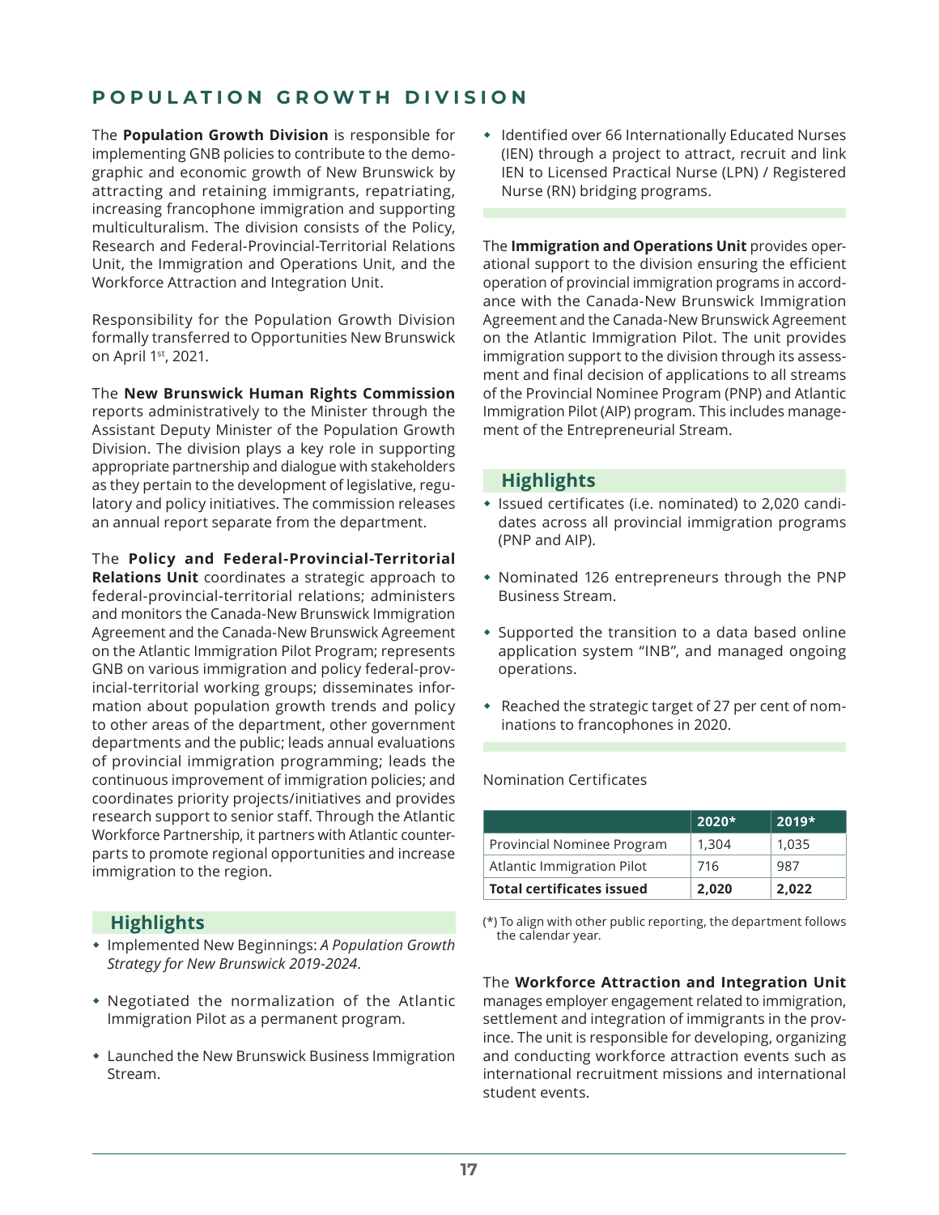## POPULATION GROWTH DIVISION

The **Population Growth Division** is responsible for implementing GNB policies to contribute to the demographic and economic growth of New Brunswick by attracting and retaining immigrants, repatriating, increasing francophone immigration and supporting multiculturalism. The division consists of the Policy, Research and Federal-Provincial-Territorial Relations Unit, the Immigration and Operations Unit, and the Workforce Attraction and Integration Unit.

Responsibility for the Population Growth Division formally transferred to Opportunities New Brunswick on April 1st, 2021.

The **New Brunswick Human Rights Commission** reports administratively to the Minister through the Assistant Deputy Minister of the Population Growth Division. The division plays a key role in supporting appropriate partnership and dialogue with stakeholders as they pertain to the development of legislative, regulatory and policy initiatives. The commission releases an annual report separate from the department.

The **Policy and Federal-Provincial-Territorial Relations Unit** coordinates a strategic approach to federal-provincial-territorial relations; administers and monitors the Canada-New Brunswick Immigration Agreement and the Canada-New Brunswick Agreement on the Atlantic Immigration Pilot Program; represents GNB on various immigration and policy federal-provincial-territorial working groups; disseminates information about population growth trends and policy to other areas of the department, other government departments and the public; leads annual evaluations of provincial immigration programming; leads the continuous improvement of immigration policies; and coordinates priority projects/initiatives and provides research support to senior staff. Through the Atlantic Workforce Partnership, it partners with Atlantic counterparts to promote regional opportunities and increase immigration to the region.

### Highlights

- Implemented New Beginnings: *A Population Growth Strategy for New Brunswick 2019-2024*.
- Negotiated the normalization of the Atlantic Immigration Pilot as a permanent program.
- Launched the New Brunswick Business Immigration Stream.
- Identified over 66 Internationally Educated Nurses (IEN) through a project to attract, recruit and link IEN to Licensed Practical Nurse (LPN) / Registered Nurse (RN) bridging programs.

The **Immigration and Operations Unit** provides operational support to the division ensuring the efficient operation of provincial immigration programs in accordance with the Canada-New Brunswick Immigration Agreement and the Canada-New Brunswick Agreement on the Atlantic Immigration Pilot. The unit provides immigration support to the division through its assessment and final decision of applications to all streams of the Provincial Nominee Program (PNP) and Atlantic Immigration Pilot (AIP) program. This includes management of the Entrepreneurial Stream.

### Highlights

- Issued certificates (i.e. nominated) to 2,020 candidates across all provincial immigration programs (PNP and AIP).
- Nominated 126 entrepreneurs through the PNP Business Stream.
- Supported the transition to a data based online application system "INB", and managed ongoing operations.
- Reached the strategic target of 27 per cent of nominations to francophones in 2020.

Nomination Certificates

| | 2020* | 2019* |
|---|---|---|
| Provincial Nominee Program | 1,304 | 1,035 |
| Atlantic Immigration Pilot | 716 | 987 |
| **Total certificates issued** | **2,020** | **2,022** |

(*) To align with other public reporting, the department follows the calendar year.

The **Workforce Attraction and Integration Unit** manages employer engagement related to immigration, settlement and integration of immigrants in the province. The unit is responsible for developing, organizing and conducting workforce attraction events such as international recruitment missions and international student events.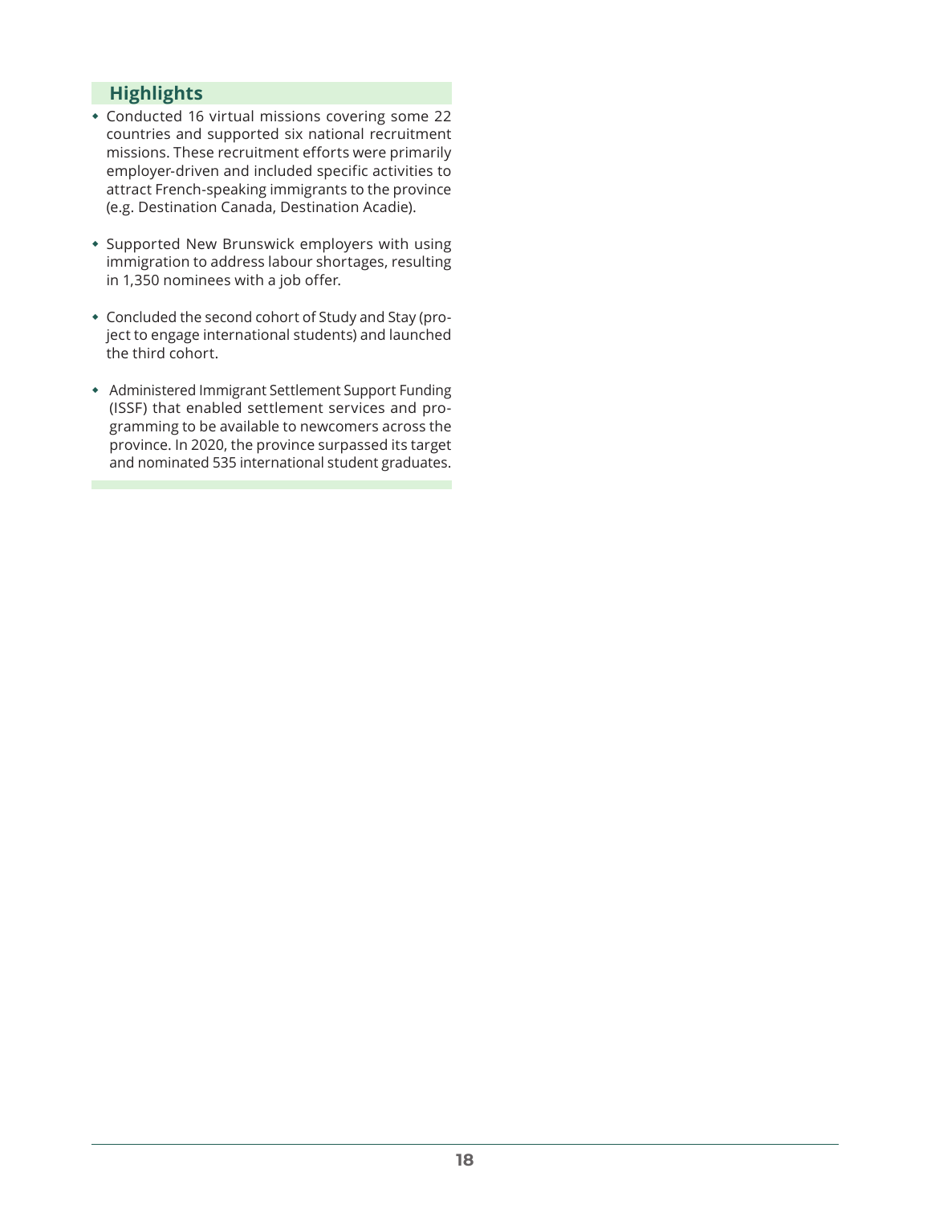## Highlights

- Conducted 16 virtual missions covering some 22 countries and supported six national recruitment missions. These recruitment efforts were primarily employer-driven and included specific activities to attract French-speaking immigrants to the province (e.g. Destination Canada, Destination Acadie).
- Supported New Brunswick employers with using immigration to address labour shortages, resulting in 1,350 nominees with a job offer.
- Concluded the second cohort of Study and Stay (project to engage international students) and launched the third cohort.
- Administered Immigrant Settlement Support Funding (ISSF) that enabled settlement services and programming to be available to newcomers across the province. In 2020, the province surpassed its target and nominated 535 international student graduates.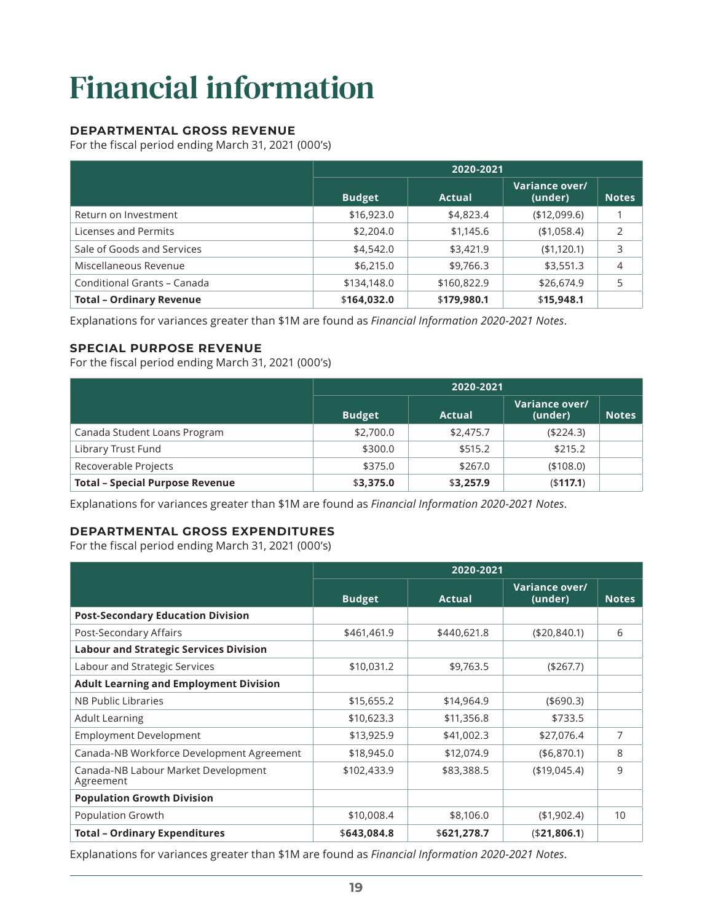# Financial information

### DEPARTMENTAL GROSS REVENUE

For the fiscal period ending March 31, 2021 (000's)

| | 2020-2021 | | | |
|---|---|---|---|---|
| | Budget | Actual | Variance over/ (under) | Notes |
| Return on Investment | $16,923.0 | $4,823.4 | ($12,099.6) | 1 |
| Licenses and Permits | $2,204.0 | $1,145.6 | ($1,058.4) | 2 |
| Sale of Goods and Services | $4,542.0 | $3,421.9 | ($1,120.1) | 3 |
| Miscellaneous Revenue | $6,215.0 | $9,766.3 | $3,551.3 | 4 |
| Conditional Grants – Canada | $134,148.0 | $160,822.9 | $26,674.9 | 5 |
| **Total – Ordinary Revenue** | $**164,032.0** | $**179,980.1** | $**15,948.1** | |

Explanations for variances greater than $1M are found as *Financial Information 2020-2021 Notes*.

### SPECIAL PURPOSE REVENUE

For the fiscal period ending March 31, 2021 (000's)

| | 2020-2021 | | | |
|---|---|---|---|---|
| | Budget | Actual | Variance over/ (under) | Notes |
| Canada Student Loans Program | $2,700.0 | $2,475.7 | ($224.3) | |
| Library Trust Fund | $300.0 | $515.2 | $215.2 | |
| Recoverable Projects | $375.0 | $267.0 | ($108.0) | |
| **Total – Special Purpose Revenue** | $**3,375.0** | $**3,257.9** | ($**117.1**) | |

Explanations for variances greater than $1M are found as *Financial Information 2020-2021 Notes*.

### DEPARTMENTAL GROSS EXPENDITURES

For the fiscal period ending March 31, 2021 (000's)

| | 2020-2021 | | | |
|---|---|---|---|---|
| | Budget | Actual | Variance over/ (under) | Notes |
| **Post-Secondary Education Division** | | | | |
| Post-Secondary Affairs | $461,461.9 | $440,621.8 | ($20,840.1) | 6 |
| **Labour and Strategic Services Division** | | | | |
| Labour and Strategic Services | $10,031.2 | $9,763.5 | ($267.7) | |
| **Adult Learning and Employment Division** | | | | |
| NB Public Libraries | $15,655.2 | $14,964.9 | ($690.3) | |
| Adult Learning | $10,623.3 | $11,356.8 | $733.5 | |
| Employment Development | $13,925.9 | $41,002.3 | $27,076.4 | 7 |
| Canada-NB Workforce Development Agreement | $18,945.0 | $12,074.9 | ($6,870.1) | 8 |
| Canada-NB Labour Market Development Agreement | $102,433.9 | $83,388.5 | ($19,045.4) | 9 |
| **Population Growth Division** | | | | |
| Population Growth | $10,008.4 | $8,106.0 | ($1,902.4) | 10 |
| **Total – Ordinary Expenditures** | $**643,084.8** | $**621,278.7** | ($**21,806.1**) | |

Explanations for variances greater than $1M are found as *Financial Information 2020-2021 Notes*.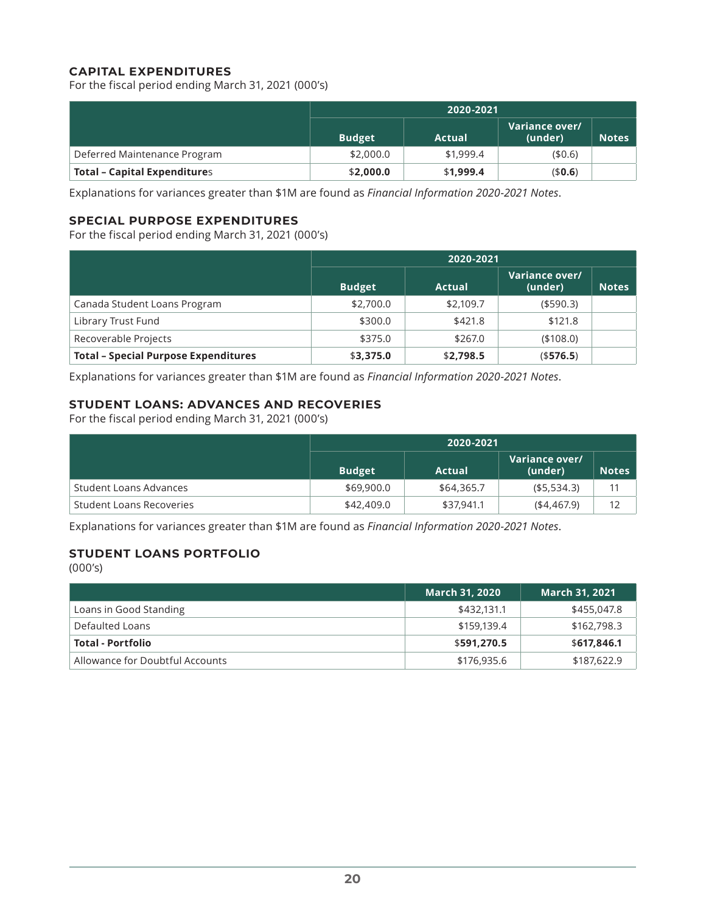## CAPITAL EXPENDITURES

For the fiscal period ending March 31, 2021 (000's)

| | 2020-2021 | | | |
|---|---|---|---|---|
| | Budget | Actual | Variance over/ (under) | Notes |
| Deferred Maintenance Program | $2,000.0 | $1,999.4 | ($0.6) | |
| **Total – Capital Expenditures** | **$2,000.0** | **$1,999.4** | **($0.6)** | |

Explanations for variances greater than $1M are found as *Financial Information 2020-2021 Notes*.

## SPECIAL PURPOSE EXPENDITURES

For the fiscal period ending March 31, 2021 (000's)

| | 2020-2021 | | | |
|---|---|---|---|---|
| | Budget | Actual | Variance over/ (under) | Notes |
| Canada Student Loans Program | $2,700.0 | $2,109.7 | ($590.3) | |
| Library Trust Fund | $300.0 | $421.8 | $121.8 | |
| Recoverable Projects | $375.0 | $267.0 | ($108.0) | |
| **Total – Special Purpose Expenditures** | **$3,375.0** | **$2,798.5** | **($576.5)** | |

Explanations for variances greater than $1M are found as *Financial Information 2020-2021 Notes*.

## STUDENT LOANS: ADVANCES AND RECOVERIES

For the fiscal period ending March 31, 2021 (000's)

| | 2020-2021 | | | |
|---|---|---|---|---|
| | Budget | Actual | Variance over/ (under) | Notes |
| Student Loans Advances | $69,900.0 | $64,365.7 | ($5,534.3) | 11 |
| Student Loans Recoveries | $42,409.0 | $37,941.1 | ($4,467.9) | 12 |

Explanations for variances greater than $1M are found as *Financial Information 2020-2021 Notes*.

## STUDENT LOANS PORTFOLIO

(000's)

| | March 31, 2020 | March 31, 2021 |
|---|---|---|
| Loans in Good Standing | $432,131.1 | $455,047.8 |
| Defaulted Loans | $159,139.4 | $162,798.3 |
| **Total - Portfolio** | **$591,270.5** | **$617,846.1** |
| Allowance for Doubtful Accounts | $176,935.6 | $187,622.9 |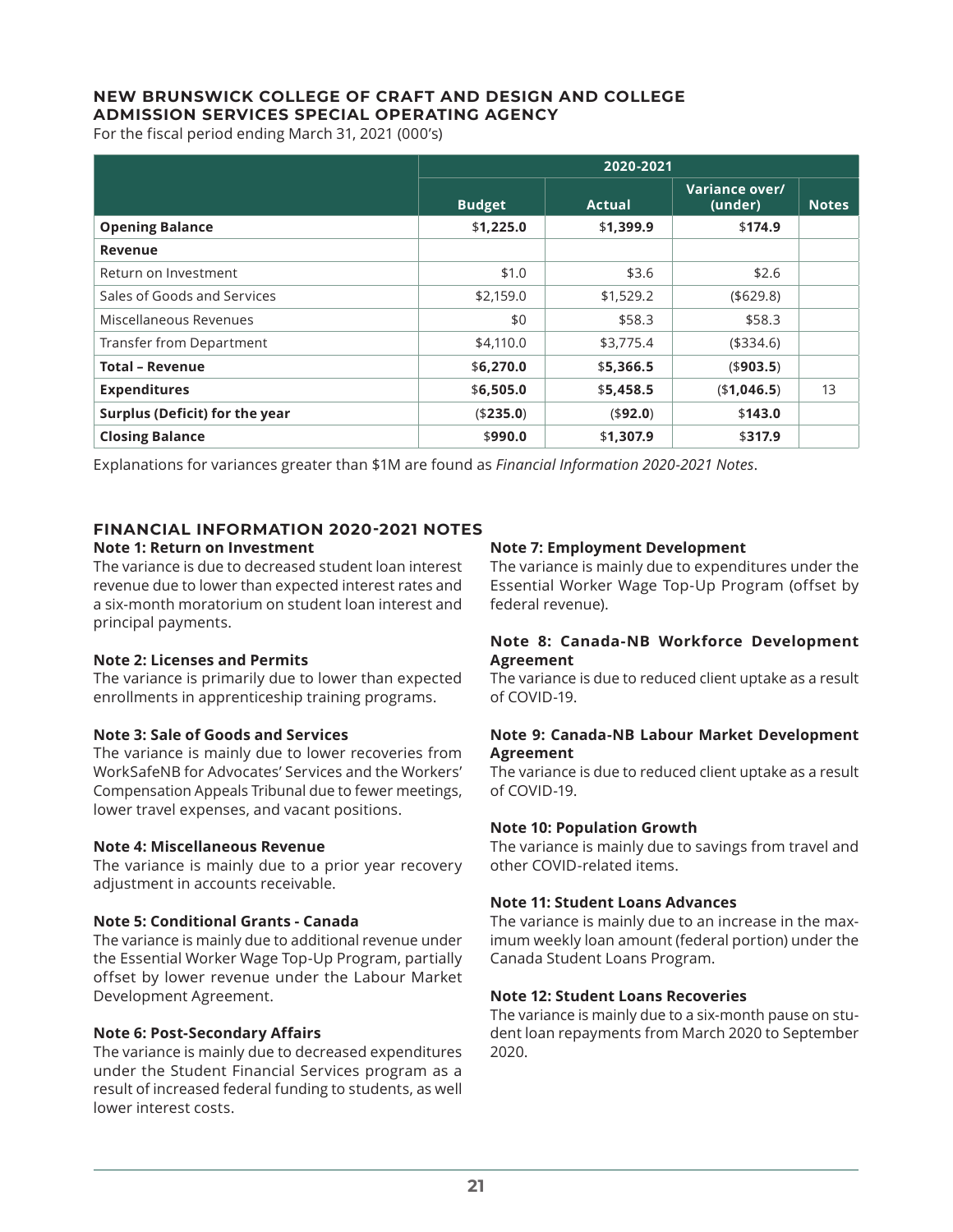## NEW BRUNSWICK COLLEGE OF CRAFT AND DESIGN AND COLLEGE ADMISSION SERVICES SPECIAL OPERATING AGENCY

For the fiscal period ending March 31, 2021 (000's)

| | 2020-2021 | | | |
|---|---|---|---|---|
| | **Budget** | **Actual** | **Variance over/ (under)** | **Notes** |
| **Opening Balance** | $**1,225.0** | $**1,399.9** | $**174.9** | |
| **Revenue** | | | | |
| Return on Investment | $1.0 | $3.6 | $2.6 | |
| Sales of Goods and Services | $2,159.0 | $1,529.2 | ($629.8) | |
| Miscellaneous Revenues | $0 | $58.3 | $58.3 | |
| Transfer from Department | $4,110.0 | $3,775.4 | ($334.6) | |
| **Total – Revenue** | $**6,270.0** | $**5,366.5** | ($**903.5**) | |
| **Expenditures** | $**6,505.0** | $**5,458.5** | ($**1,046.5**) | 13 |
| **Surplus (Deficit) for the year** | ($**235.0**) | ($**92.0**) | $**143.0** | |
| **Closing Balance** | $**990.0** | $**1,307.9** | $**317.9** | |

Explanations for variances greater than $1M are found as *Financial Information 2020-2021 Notes*.

## FINANCIAL INFORMATION 2020-2021 NOTES

**Note 1: Return on Investment**

The variance is due to decreased student loan interest revenue due to lower than expected interest rates and a six-month moratorium on student loan interest and principal payments.

**Note 2: Licenses and Permits**

The variance is primarily due to lower than expected enrollments in apprenticeship training programs.

**Note 3: Sale of Goods and Services**

The variance is mainly due to lower recoveries from WorkSafeNB for Advocates' Services and the Workers' Compensation Appeals Tribunal due to fewer meetings, lower travel expenses, and vacant positions.

**Note 4: Miscellaneous Revenue**

The variance is mainly due to a prior year recovery adjustment in accounts receivable.

**Note 5: Conditional Grants - Canada**

The variance is mainly due to additional revenue under the Essential Worker Wage Top-Up Program, partially offset by lower revenue under the Labour Market Development Agreement.

**Note 6: Post-Secondary Affairs**

The variance is mainly due to decreased expenditures under the Student Financial Services program as a result of increased federal funding to students, as well lower interest costs.

**Note 7: Employment Development**

The variance is mainly due to expenditures under the Essential Worker Wage Top-Up Program (offset by federal revenue).

**Note 8: Canada-NB Workforce Development Agreement**

The variance is due to reduced client uptake as a result of COVID-19.

**Note 9: Canada-NB Labour Market Development Agreement**

The variance is due to reduced client uptake as a result of COVID-19.

**Note 10: Population Growth**

The variance is mainly due to savings from travel and other COVID-related items.

**Note 11: Student Loans Advances**

The variance is mainly due to an increase in the maximum weekly loan amount (federal portion) under the Canada Student Loans Program.

**Note 12: Student Loans Recoveries**

The variance is mainly due to a six-month pause on student loan repayments from March 2020 to September 2020.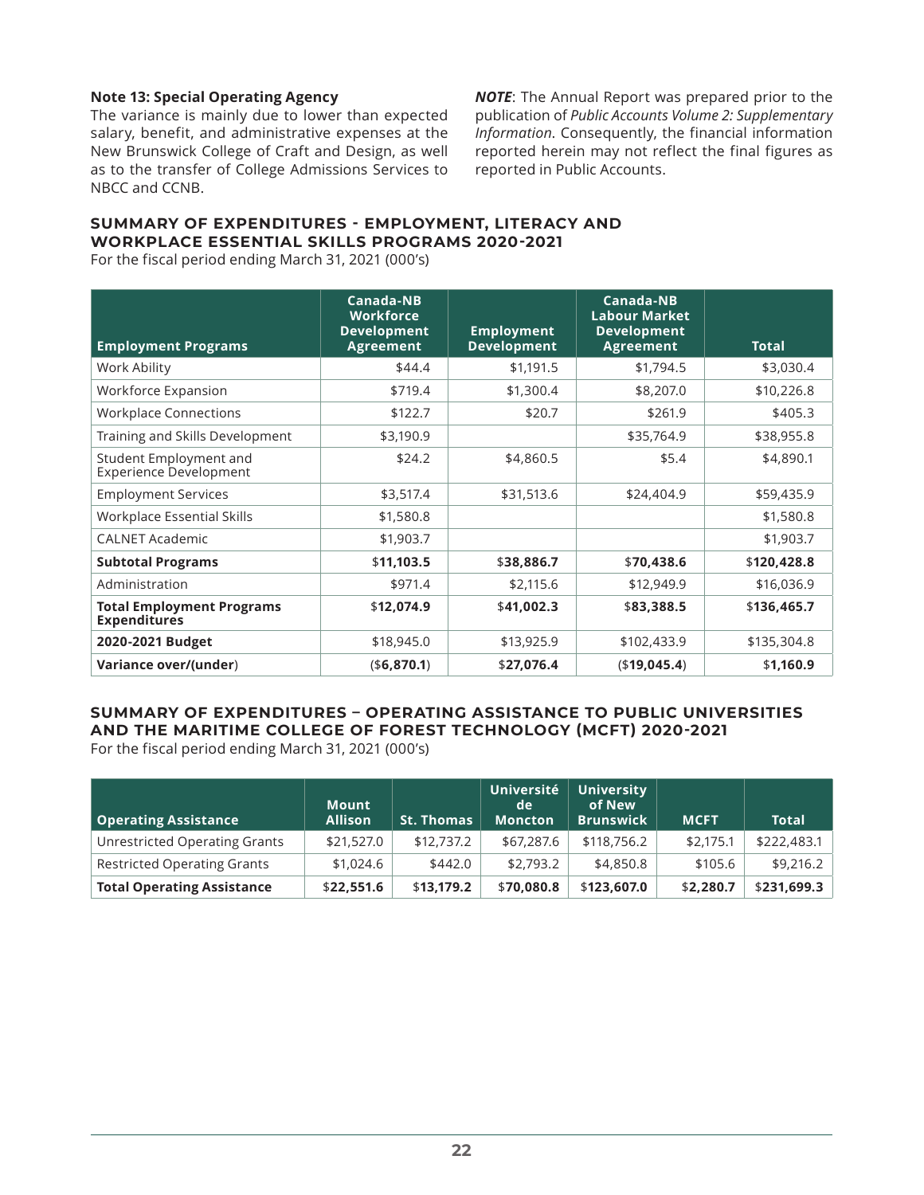**Note 13: Special Operating Agency**

The variance is mainly due to lower than expected salary, benefit, and administrative expenses at the New Brunswick College of Craft and Design, as well as to the transfer of College Admissions Services to NBCC and CCNB.

***NOTE***: The Annual Report was prepared prior to the publication of *Public Accounts Volume 2: Supplementary Information*. Consequently, the financial information reported herein may not reflect the final figures as reported in Public Accounts.

## SUMMARY OF EXPENDITURES - EMPLOYMENT, LITERACY AND WORKPLACE ESSENTIAL SKILLS PROGRAMS 2020-2021

For the fiscal period ending March 31, 2021 (000's)

| Employment Programs | Canada-NB Workforce Development Agreement | Employment Development | Canada-NB Labour Market Development Agreement | Total |
|---|---|---|---|---|
| Work Ability | $44.4 | $1,191.5 | $1,794.5 | $3,030.4 |
| Workforce Expansion | $719.4 | $1,300.4 | $8,207.0 | $10,226.8 |
| Workplace Connections | $122.7 | $20.7 | $261.9 | $405.3 |
| Training and Skills Development | $3,190.9 | | $35,764.9 | $38,955.8 |
| Student Employment and Experience Development | $24.2 | $4,860.5 | $5.4 | $4,890.1 |
| Employment Services | $3,517.4 | $31,513.6 | $24,404.9 | $59,435.9 |
| Workplace Essential Skills | $1,580.8 | | | $1,580.8 |
| CALNET Academic | $1,903.7 | | | $1,903.7 |
| **Subtotal Programs** | $**11,103.5** | $**38,886.7** | $**70,438.6** | $**120,428.8** |
| Administration | $971.4 | $2,115.6 | $12,949.9 | $16,036.9 |
| **Total Employment Programs Expenditures** | $**12,074.9** | $**41,002.3** | $**83,388.5** | $**136,465.7** |
| **2020-2021 Budget** | $18,945.0 | $13,925.9 | $102,433.9 | $135,304.8 |
| **Variance over/(under)** | ($**6,870.1**) | $**27,076.4** | ($**19,045.4**) | $**1,160.9** |

## SUMMARY OF EXPENDITURES – OPERATING ASSISTANCE TO PUBLIC UNIVERSITIES AND THE MARITIME COLLEGE OF FOREST TECHNOLOGY (MCFT) 2020-2021

For the fiscal period ending March 31, 2021 (000's)

| Operating Assistance | Mount Allison | St. Thomas | Université de Moncton | University of New Brunswick | MCFT | Total |
|---|---|---|---|---|---|---|
| Unrestricted Operating Grants | $21,527.0 | $12,737.2 | $67,287.6 | $118,756.2 | $2,175.1 | $222,483.1 |
| Restricted Operating Grants | $1,024.6 | $442.0 | $2,793.2 | $4,850.8 | $105.6 | $9,216.2 |
| **Total Operating Assistance** | $**22,551.6** | $**13,179.2** | $**70,080.8** | $**123,607.0** | $**2,280.7** | $**231,699.3** |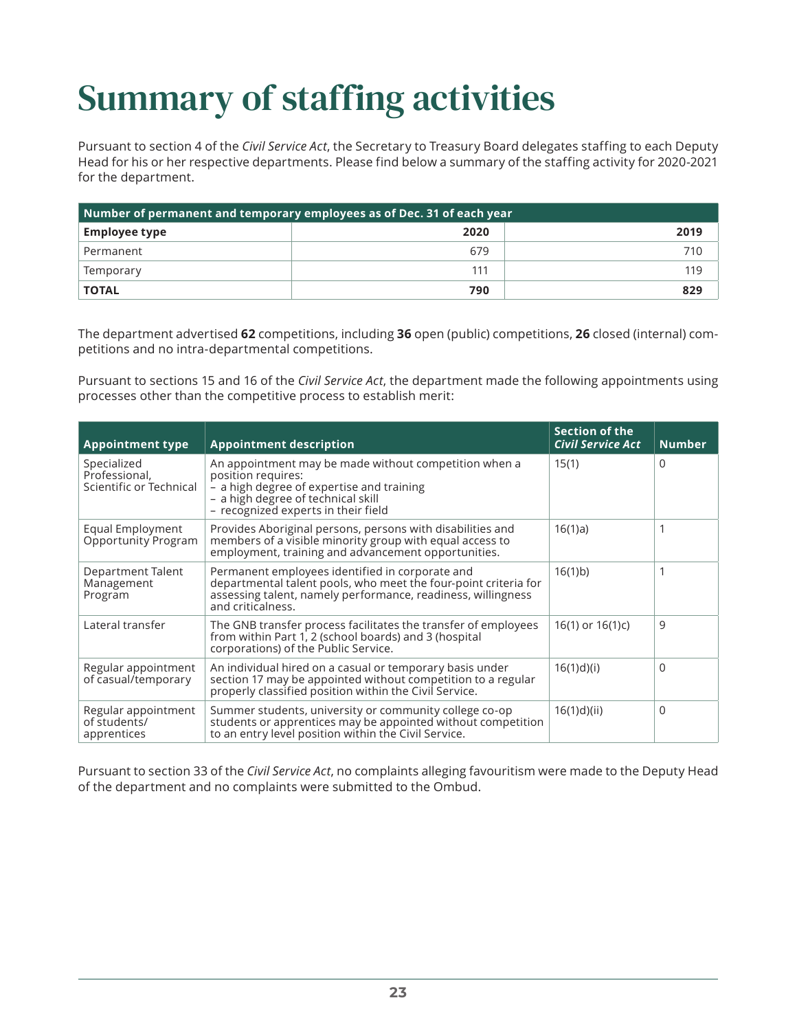# Summary of staffing activities

Pursuant to section 4 of the *Civil Service Act*, the Secretary to Treasury Board delegates staffing to each Deputy Head for his or her respective departments. Please find below a summary of the staffing activity for 2020-2021 for the department.

| Number of permanent and temporary employees as of Dec. 31 of each year | | |
|---|---|---|
| **Employee type** | **2020** | **2019** |
| Permanent | 679 | 710 |
| Temporary | 111 | 119 |
| **TOTAL** | **790** | **829** |

The department advertised **62** competitions, including **36** open (public) competitions, **26** closed (internal) competitions and no intra-departmental competitions.

Pursuant to sections 15 and 16 of the *Civil Service Act*, the department made the following appointments using processes other than the competitive process to establish merit:

| Appointment type | Appointment description | Section of the *Civil Service Act* | Number |
|---|---|---|---|
| Specialized Professional, Scientific or Technical | An appointment may be made without competition when a position requires:<br>– a high degree of expertise and training<br>– a high degree of technical skill<br>– recognized experts in their field | 15(1) | 0 |
| Equal Employment Opportunity Program | Provides Aboriginal persons, persons with disabilities and members of a visible minority group with equal access to employment, training and advancement opportunities. | 16(1)a) | 1 |
| Department Talent Management Program | Permanent employees identified in corporate and departmental talent pools, who meet the four-point criteria for assessing talent, namely performance, readiness, willingness and criticalness. | 16(1)b) | 1 |
| Lateral transfer | The GNB transfer process facilitates the transfer of employees from within Part 1, 2 (school boards) and 3 (hospital corporations) of the Public Service. | 16(1) or 16(1)c) | 9 |
| Regular appointment of casual/temporary | An individual hired on a casual or temporary basis under section 17 may be appointed without competition to a regular properly classified position within the Civil Service. | 16(1)d)(i) | 0 |
| Regular appointment of students/ apprentices | Summer students, university or community college co-op students or apprentices may be appointed without competition to an entry level position within the Civil Service. | 16(1)d)(ii) | 0 |

Pursuant to section 33 of the *Civil Service Act*, no complaints alleging favouritism were made to the Deputy Head of the department and no complaints were submitted to the Ombud.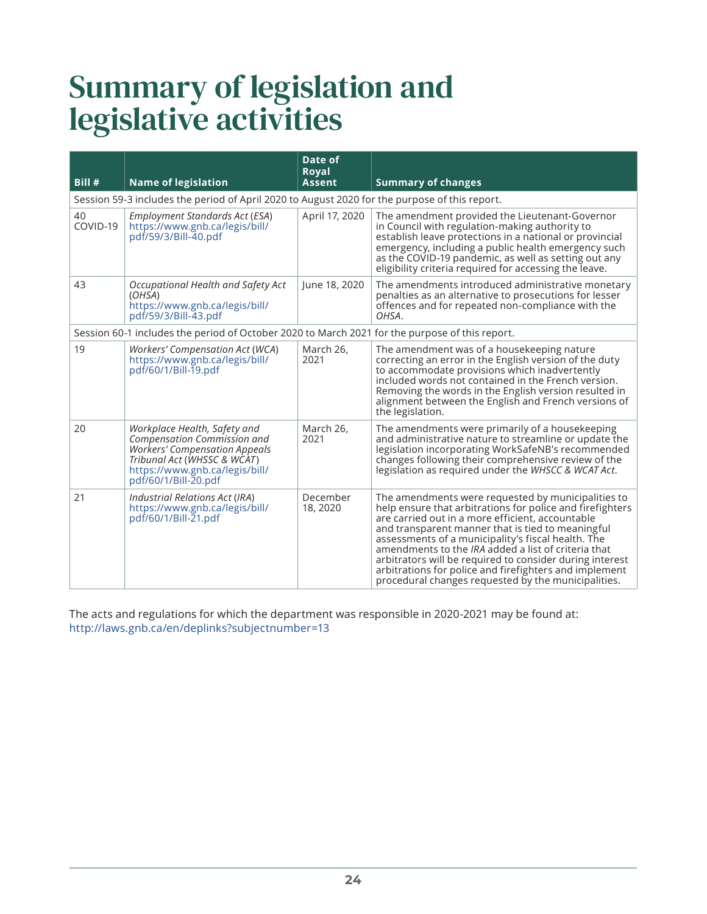# Summary of legislation and legislative activities

| Bill # | Name of legislation | Date of Royal Assent | Summary of changes |
|---|---|---|---|
| Session 59-3 includes the period of April 2020 to August 2020 for the purpose of this report. | | | |
| 40 COVID-19 | *Employment Standards Act* (*ESA*) https://www.gnb.ca/legis/bill/pdf/59/3/Bill-40.pdf | April 17, 2020 | The amendment provided the Lieutenant-Governor in Council with regulation-making authority to establish leave protections in a national or provincial emergency, including a public health emergency such as the COVID-19 pandemic, as well as setting out any eligibility criteria required for accessing the leave. |
| 43 | *Occupational Health and Safety Act* (*OHSA*) https://www.gnb.ca/legis/bill/pdf/59/3/Bill-43.pdf | June 18, 2020 | The amendments introduced administrative monetary penalties as an alternative to prosecutions for lesser offences and for repeated non-compliance with the *OHSA*. |
| Session 60-1 includes the period of October 2020 to March 2021 for the purpose of this report. | | | |
| 19 | *Workers' Compensation Act* (*WCA*) https://www.gnb.ca/legis/bill/pdf/60/1/Bill-19.pdf | March 26, 2021 | The amendment was of a housekeeping nature correcting an error in the English version of the duty to accommodate provisions which inadvertently included words not contained in the French version. Removing the words in the English version resulted in alignment between the English and French versions of the legislation. |
| 20 | *Workplace Health, Safety and Compensation Commission and Workers' Compensation Appeals Tribunal Act* (*WHSSC & WCAT*) https://www.gnb.ca/legis/bill/pdf/60/1/Bill-20.pdf | March 26, 2021 | The amendments were primarily of a housekeeping and administrative nature to streamline or update the legislation incorporating WorkSafeNB's recommended changes following their comprehensive review of the legislation as required under the *WHSCC & WCAT Act*. |
| 21 | *Industrial Relations Act* (*IRA*) https://www.gnb.ca/legis/bill/pdf/60/1/Bill-21.pdf | December 18, 2020 | The amendments were requested by municipalities to help ensure that arbitrations for police and firefighters are carried out in a more efficient, accountable and transparent manner that is tied to meaningful assessments of a municipality's fiscal health. The amendments to the *IRA* added a list of criteria that arbitrators will be required to consider during interest arbitrations for police and firefighters and implement procedural changes requested by the municipalities. |

The acts and regulations for which the department was responsible in 2020-2021 may be found at: http://laws.gnb.ca/en/deplinks?subjectnumber=13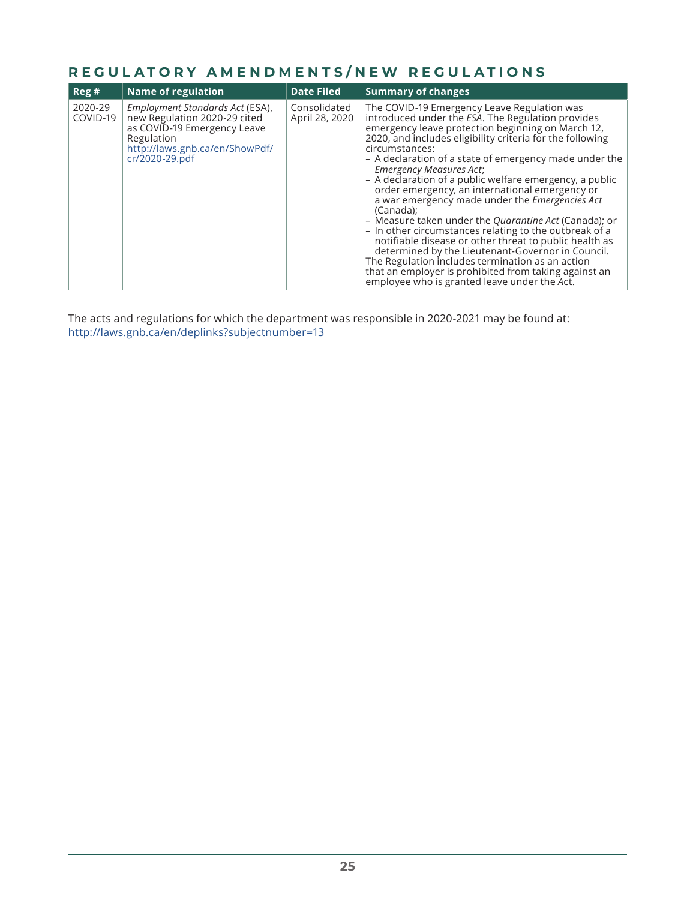## REGULATORY AMENDMENTS/NEW REGULATIONS

| Reg # | Name of regulation | Date Filed | Summary of changes |
|---|---|---|---|
| 2020-29 COVID-19 | *Employment Standards Act* (ESA), new Regulation 2020-29 cited as COVID-19 Emergency Leave Regulation http://laws.gnb.ca/en/ShowPdf/cr/2020-29.pdf | Consolidated April 28, 2020 | The COVID-19 Emergency Leave Regulation was introduced under the *ESA*. The Regulation provides emergency leave protection beginning on March 12, 2020, and includes eligibility criteria for the following circumstances:<br>– A declaration of a state of emergency made under the *Emergency Measures Act*;<br>– A declaration of a public welfare emergency, a public order emergency, an international emergency or a war emergency made under the *Emergencies Act* (Canada);<br>– Measure taken under the *Quarantine Act* (Canada); or<br>– In other circumstances relating to the outbreak of a notifiable disease or other threat to public health as determined by the Lieutenant-Governor in Council.<br>The Regulation includes termination as an action that an employer is prohibited from taking against an employee who is granted leave under the *Act*. |

The acts and regulations for which the department was responsible in 2020-2021 may be found at: http://laws.gnb.ca/en/deplinks?subjectnumber=13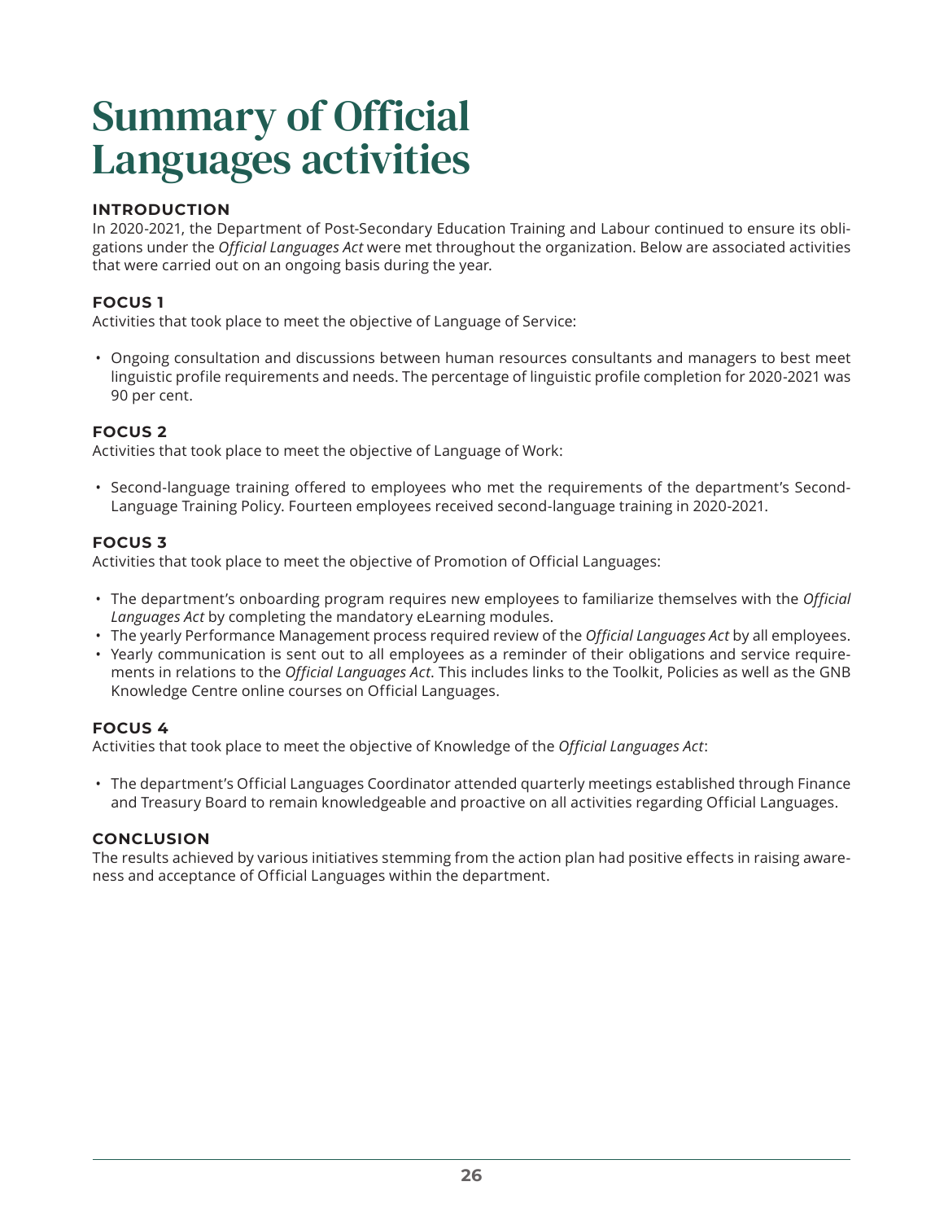# Summary of Official Languages activities

### INTRODUCTION

In 2020-2021, the Department of Post-Secondary Education Training and Labour continued to ensure its obligations under the *Official Languages Act* were met throughout the organization. Below are associated activities that were carried out on an ongoing basis during the year.

### FOCUS 1

Activities that took place to meet the objective of Language of Service:

- Ongoing consultation and discussions between human resources consultants and managers to best meet linguistic profile requirements and needs. The percentage of linguistic profile completion for 2020-2021 was 90 per cent.

### FOCUS 2

Activities that took place to meet the objective of Language of Work:

- Second-language training offered to employees who met the requirements of the department's Second-Language Training Policy. Fourteen employees received second-language training in 2020-2021.

### FOCUS 3

Activities that took place to meet the objective of Promotion of Official Languages:

- The department's onboarding program requires new employees to familiarize themselves with the *Official Languages Act* by completing the mandatory eLearning modules.
- The yearly Performance Management process required review of the *Official Languages Act* by all employees.
- Yearly communication is sent out to all employees as a reminder of their obligations and service requirements in relations to the *Official Languages Act*. This includes links to the Toolkit, Policies as well as the GNB Knowledge Centre online courses on Official Languages.

### FOCUS 4

Activities that took place to meet the objective of Knowledge of the *Official Languages Act*:

- The department's Official Languages Coordinator attended quarterly meetings established through Finance and Treasury Board to remain knowledgeable and proactive on all activities regarding Official Languages.

### CONCLUSION

The results achieved by various initiatives stemming from the action plan had positive effects in raising awareness and acceptance of Official Languages within the department.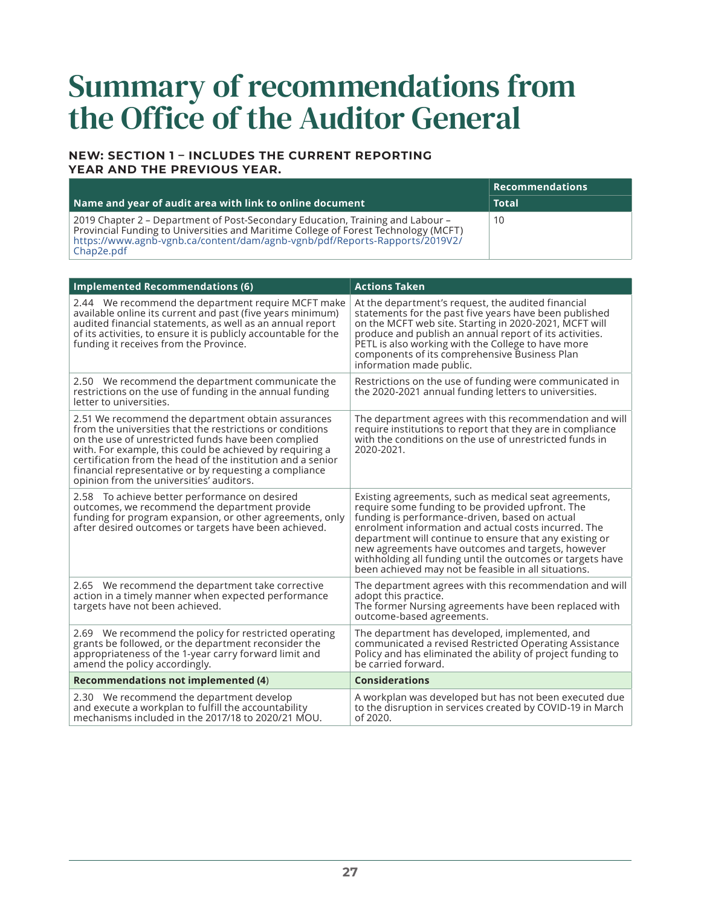# Summary of recommendations from the Office of the Auditor General

**NEW: SECTION 1 – INCLUDES THE CURRENT REPORTING YEAR AND THE PREVIOUS YEAR.**

| Name and year of audit area with link to online document | Recommendations Total |
|---|---|
| 2019 Chapter 2 – Department of Post-Secondary Education, Training and Labour – Provincial Funding to Universities and Maritime College of Forest Technology (MCFT) https://www.agnb-vgnb.ca/content/dam/agnb-vgnb/pdf/Reports-Rapports/2019V2/Chap2e.pdf | 10 |

| Implemented Recommendations (6) | Actions Taken |
|---|---|
| 2.44 We recommend the department require MCFT make available online its current and past (five years minimum) audited financial statements, as well as an annual report of its activities, to ensure it is publicly accountable for the funding it receives from the Province. | At the department's request, the audited financial statements for the past five years have been published on the MCFT web site. Starting in 2020-2021, MCFT will produce and publish an annual report of its activities. PETL is also working with the College to have more components of its comprehensive Business Plan information made public. |
| 2.50 We recommend the department communicate the restrictions on the use of funding in the annual funding letter to universities. | Restrictions on the use of funding were communicated in the 2020-2021 annual funding letters to universities. |
| 2.51 We recommend the department obtain assurances from the universities that the restrictions or conditions on the use of unrestricted funds have been complied with. For example, this could be achieved by requiring a certification from the head of the institution and a senior financial representative or by requesting a compliance opinion from the universities' auditors. | The department agrees with this recommendation and will require institutions to report that they are in compliance with the conditions on the use of unrestricted funds in 2020-2021. |
| 2.58 To achieve better performance on desired outcomes, we recommend the department provide funding for program expansion, or other agreements, only after desired outcomes or targets have been achieved. | Existing agreements, such as medical seat agreements, require some funding to be provided upfront. The funding is performance-driven, based on actual enrolment information and actual costs incurred. The department will continue to ensure that any existing or new agreements have outcomes and targets, however withholding all funding until the outcomes or targets have been achieved may not be feasible in all situations. |
| 2.65 We recommend the department take corrective action in a timely manner when expected performance targets have not been achieved. | The department agrees with this recommendation and will adopt this practice.<br>The former Nursing agreements have been replaced with outcome-based agreements. |
| 2.69 We recommend the policy for restricted operating grants be followed, or the department reconsider the appropriateness of the 1-year carry forward limit and amend the policy accordingly. | The department has developed, implemented, and communicated a revised Restricted Operating Assistance Policy and has eliminated the ability of project funding to be carried forward. |
| **Recommendations not implemented (4)** | **Considerations** |
| 2.30 We recommend the department develop and execute a workplan to fulfill the accountability mechanisms included in the 2017/18 to 2020/21 MOU. | A workplan was developed but has not been executed due to the disruption in services created by COVID-19 in March of 2020. |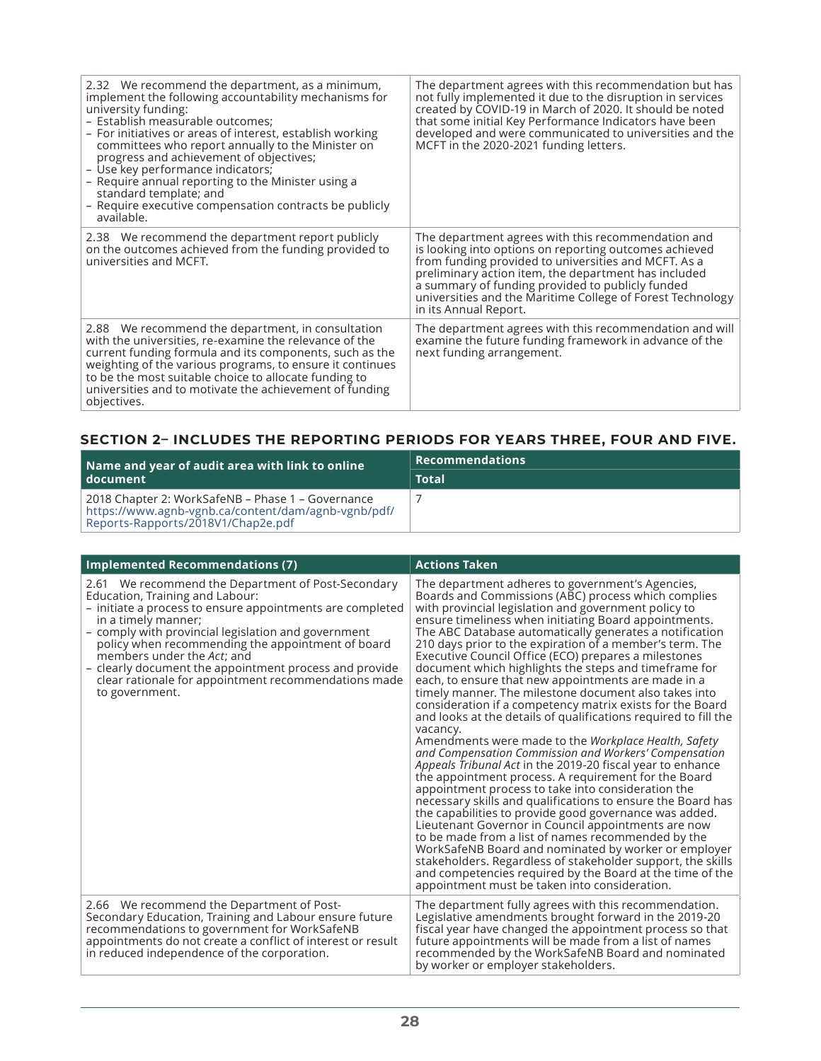| | |
|---|---|
| 2.32 We recommend the department, as a minimum, implement the following accountability mechanisms for university funding:<br>– Establish measurable outcomes;<br>– For initiatives or areas of interest, establish working committees who report annually to the Minister on progress and achievement of objectives;<br>– Use key performance indicators;<br>– Require annual reporting to the Minister using a standard template; and<br>– Require executive compensation contracts be publicly available. | The department agrees with this recommendation but has not fully implemented it due to the disruption in services created by COVID-19 in March of 2020. It should be noted that some initial Key Performance Indicators have been developed and were communicated to universities and the MCFT in the 2020-2021 funding letters. |
| 2.38 We recommend the department report publicly on the outcomes achieved from the funding provided to universities and MCFT. | The department agrees with this recommendation and is looking into options on reporting outcomes achieved from funding provided to universities and MCFT. As a preliminary action item, the department has included a summary of funding provided to publicly funded universities and the Maritime College of Forest Technology in its Annual Report. |
| 2.88 We recommend the department, in consultation with the universities, re-examine the relevance of the current funding formula and its components, such as the weighting of the various programs, to ensure it continues to be the most suitable choice to allocate funding to universities and to motivate the achievement of funding objectives. | The department agrees with this recommendation and will examine the future funding framework in advance of the next funding arrangement. |

## SECTION 2– INCLUDES THE REPORTING PERIODS FOR YEARS THREE, FOUR AND FIVE.

| Name and year of audit area with link to online document | Recommendations |
|---|---|
| | Total |
| 2018 Chapter 2: WorkSafeNB – Phase 1 – Governance<br>https://www.agnb-vgnb.ca/content/dam/agnb-vgnb/pdf/Reports-Rapports/2018V1/Chap2e.pdf | 7 |

| Implemented Recommendations (7) | Actions Taken |
|---|---|
| 2.61 We recommend the Department of Post-Secondary Education, Training and Labour:<br>– initiate a process to ensure appointments are completed in a timely manner;<br>– comply with provincial legislation and government policy when recommending the appointment of board members under the *Act*; and<br>– clearly document the appointment process and provide clear rationale for appointment recommendations made to government. | The department adheres to government's Agencies, Boards and Commissions (ABC) process which complies with provincial legislation and government policy to ensure timeliness when initiating Board appointments. The ABC Database automatically generates a notification 210 days prior to the expiration of a member's term. The Executive Council Office (ECO) prepares a milestones document which highlights the steps and timeframe for each, to ensure that new appointments are made in a timely manner. The milestone document also takes into consideration if a competency matrix exists for the Board and looks at the details of qualifications required to fill the vacancy.<br>Amendments were made to the *Workplace Health, Safety and Compensation Commission and Workers' Compensation Appeals Tribunal Act* in the 2019-20 fiscal year to enhance the appointment process. A requirement for the Board appointment process to take into consideration the necessary skills and qualifications to ensure the Board has the capabilities to provide good governance was added. Lieutenant Governor in Council appointments are now to be made from a list of names recommended by the WorkSafeNB Board and nominated by worker or employer stakeholders. Regardless of stakeholder support, the skills and competencies required by the Board at the time of the appointment must be taken into consideration. |
| 2.66 We recommend the Department of Post-Secondary Education, Training and Labour ensure future recommendations to government for WorkSafeNB appointments do not create a conflict of interest or result in reduced independence of the corporation. | The department fully agrees with this recommendation. Legislative amendments brought forward in the 2019-20 fiscal year have changed the appointment process so that future appointments will be made from a list of names recommended by the WorkSafeNB Board and nominated by worker or employer stakeholders. |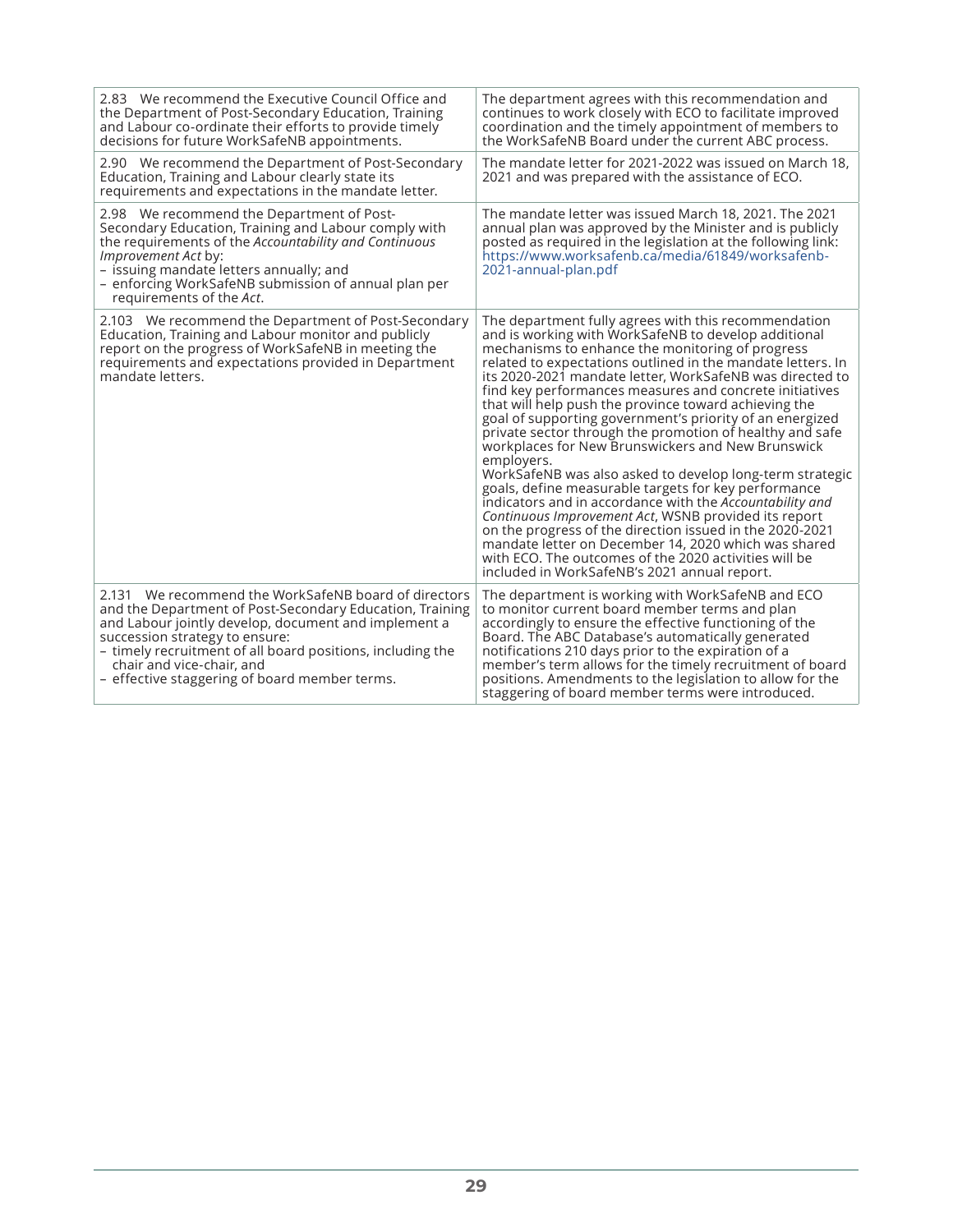| | |
|---|---|
| 2.83 We recommend the Executive Council Office and the Department of Post-Secondary Education, Training and Labour co-ordinate their efforts to provide timely decisions for future WorkSafeNB appointments. | The department agrees with this recommendation and continues to work closely with ECO to facilitate improved coordination and the timely appointment of members to the WorkSafeNB Board under the current ABC process. |
| 2.90 We recommend the Department of Post-Secondary Education, Training and Labour clearly state its requirements and expectations in the mandate letter. | The mandate letter for 2021-2022 was issued on March 18, 2021 and was prepared with the assistance of ECO. |
| 2.98 We recommend the Department of Post-Secondary Education, Training and Labour comply with the requirements of the *Accountability and Continuous Improvement Act* by:<br>– issuing mandate letters annually; and<br>– enforcing WorkSafeNB submission of annual plan per requirements of the *Act*. | The mandate letter was issued March 18, 2021. The 2021 annual plan was approved by the Minister and is publicly posted as required in the legislation at the following link: https://www.worksafenb.ca/media/61849/worksafenb-2021-annual-plan.pdf |
| 2.103 We recommend the Department of Post-Secondary Education, Training and Labour monitor and publicly report on the progress of WorkSafeNB in meeting the requirements and expectations provided in Department mandate letters. | The department fully agrees with this recommendation and is working with WorkSafeNB to develop additional mechanisms to enhance the monitoring of progress related to expectations outlined in the mandate letters. In its 2020-2021 mandate letter, WorkSafeNB was directed to find key performances measures and concrete initiatives that will help push the province toward achieving the goal of supporting government's priority of an energized private sector through the promotion of healthy and safe workplaces for New Brunswickers and New Brunswick employers.<br>WorkSafeNB was also asked to develop long-term strategic goals, define measurable targets for key performance indicators and in accordance with the *Accountability and Continuous Improvement Act*, WSNB provided its report on the progress of the direction issued in the 2020-2021 mandate letter on December 14, 2020 which was shared with ECO. The outcomes of the 2020 activities will be included in WorkSafeNB's 2021 annual report. |
| 2.131 We recommend the WorkSafeNB board of directors and the Department of Post-Secondary Education, Training and Labour jointly develop, document and implement a succession strategy to ensure:<br>– timely recruitment of all board positions, including the chair and vice-chair, and<br>– effective staggering of board member terms. | The department is working with WorkSafeNB and ECO to monitor current board member terms and plan accordingly to ensure the effective functioning of the Board. The ABC Database's automatically generated notifications 210 days prior to the expiration of a member's term allows for the timely recruitment of board positions. Amendments to the legislation to allow for the staggering of board member terms were introduced. |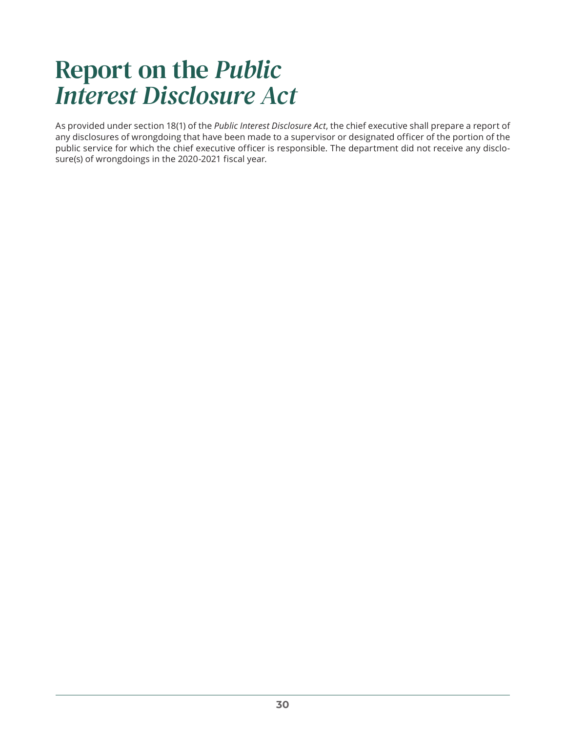# Report on the *Public Interest Disclosure Act*

As provided under section 18(1) of the *Public Interest Disclosure Act*, the chief executive shall prepare a report of any disclosures of wrongdoing that have been made to a supervisor or designated officer of the portion of the public service for which the chief executive officer is responsible. The department did not receive any disclosure(s) of wrongdoings in the 2020-2021 fiscal year.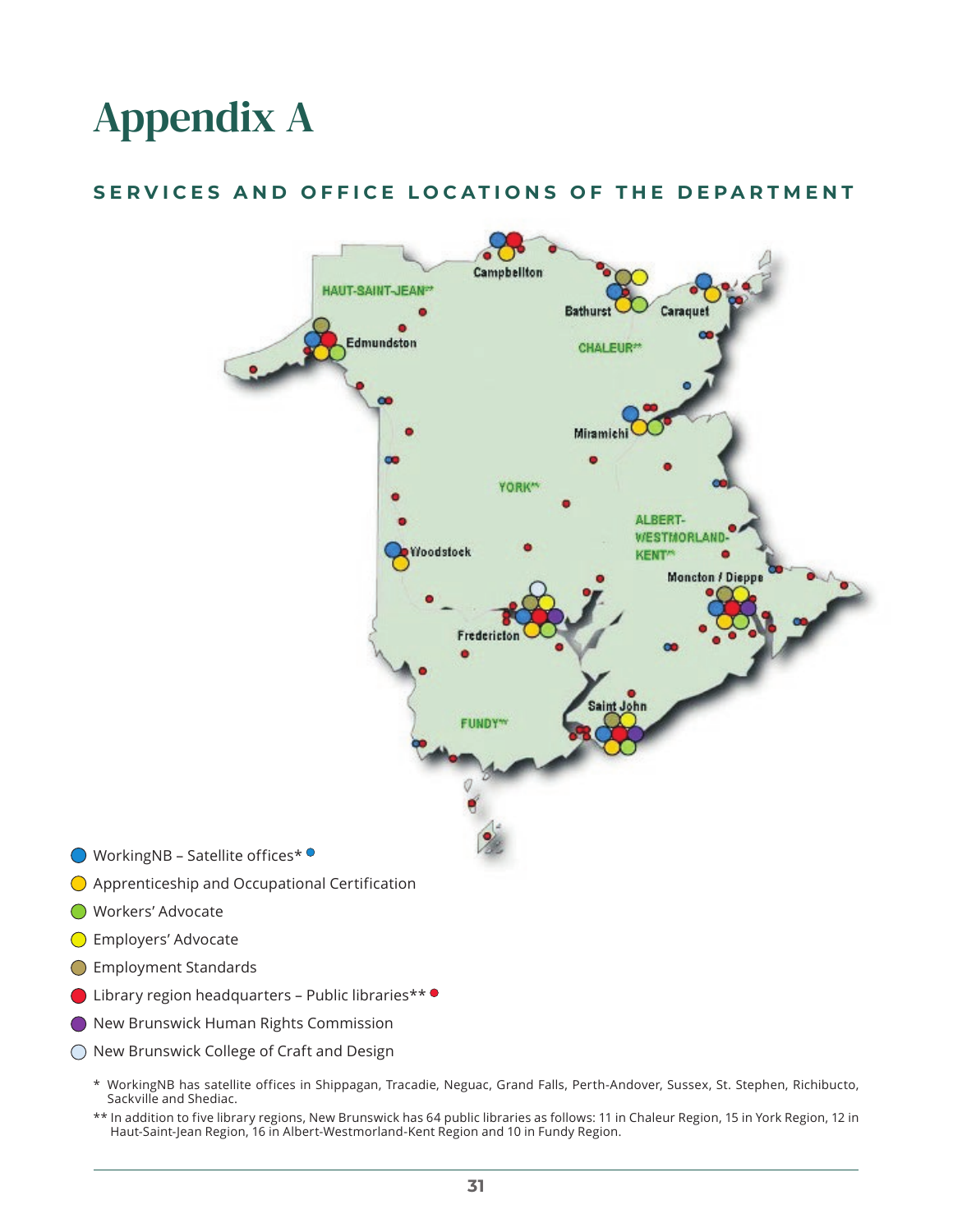# Appendix A

## SERVICES AND OFFICE LOCATIONS OF THE DEPARTMENT

Campbellton
HAUT-SAINT-JEAN**
Bathurst
Caraquet
Edmundston
CHALEUR**
Miramichi
YORK**
ALBERT-WESTMORLAND-KENT**
Woodstock
Moncton / Dieppe
Fredericton
Saint John
FUNDY**

- WorkingNB – Satellite offices*
- Apprenticeship and Occupational Certification
- Workers' Advocate
- Employers' Advocate
- Employment Standards
- Library region headquarters – Public libraries**
- New Brunswick Human Rights Commission
- New Brunswick College of Craft and Design

\* WorkingNB has satellite offices in Shippagan, Tracadie, Neguac, Grand Falls, Perth-Andover, Sussex, St. Stephen, Richibucto, Sackville and Shediac.

** In addition to five library regions, New Brunswick has 64 public libraries as follows: 11 in Chaleur Region, 15 in York Region, 12 in Haut-Saint-Jean Region, 16 in Albert-Westmorland-Kent Region and 10 in Fundy Region.